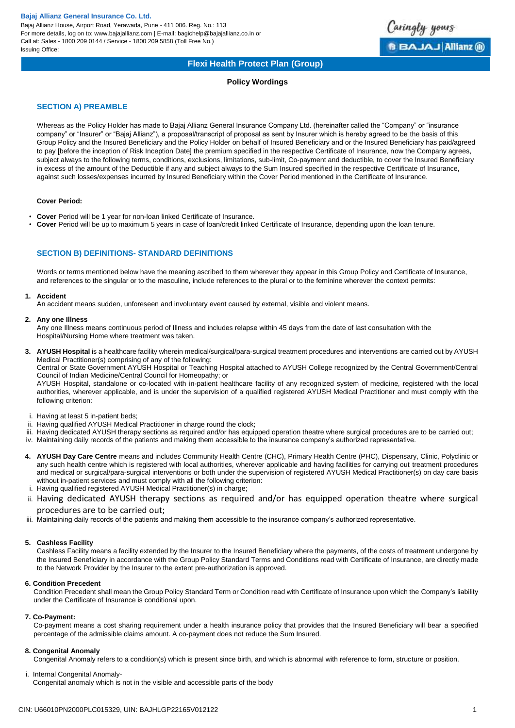**Bajaj Allianz General Insurance Co. Ltd.**
Bajaj Allianz House, Airport Road, Yerawada, Pune - 411 006. Reg. No.: 113
For more details, log on to: www.bajajallianz.com | E-mail: bagichelp@bajajallianz.co.in or
Call at: Sales - 1800 209 0144 / Service - 1800 209 5858 (Toll Free No.)
Issuing Office:

# Flexi Health Protect Plan (Group)

**Policy Wordings**

## SECTION A) PREAMBLE

Whereas as the Policy Holder has made to Bajaj Allianz General Insurance Company Ltd. (hereinafter called the "Company" or "insurance company" or "Insurer" or "Bajaj Allianz"), a proposal/transcript of proposal as sent by Insurer which is hereby agreed to be the basis of this Group Policy and the Insured Beneficiary and the Policy Holder on behalf of Insured Beneficiary and or the Insured Beneficiary has paid/agreed to pay [before the inception of Risk Inception Date] the premium specified in the respective Certificate of Insurance, now the Company agrees, subject always to the following terms, conditions, exclusions, limitations, sub-limit, Co-payment and deductible, to cover the Insured Beneficiary in excess of the amount of the Deductible if any and subject always to the Sum Insured specified in the respective Certificate of Insurance, against such losses/expenses incurred by Insured Beneficiary within the Cover Period mentioned in the Certificate of Insurance.

**Cover Period:**

- **Cover** Period will be 1 year for non-loan linked Certificate of Insurance.
- **Cover** Period will be up to maximum 5 years in case of loan/credit linked Certificate of Insurance, depending upon the loan tenure.

## SECTION B) DEFINITIONS- STANDARD DEFINITIONS

Words or terms mentioned below have the meaning ascribed to them wherever they appear in this Group Policy and Certificate of Insurance, and references to the singular or to the masculine, include references to the plural or to the feminine wherever the context permits:

1. **Accident**
   An accident means sudden, unforeseen and involuntary event caused by external, visible and violent means.

2. **Any one Illness**
   Any one Illness means continuous period of Illness and includes relapse within 45 days from the date of last consultation with the Hospital/Nursing Home where treatment was taken.

3. **AYUSH Hospital** is a healthcare facility wherein medical/surgical/para-surgical treatment procedures and interventions are carried out by AYUSH Medical Practitioner(s) comprising of any of the following:
   Central or State Government AYUSH Hospital or Teaching Hospital attached to AYUSH College recognized by the Central Government/Central Council of Indian Medicine/Central Council for Homeopathy; or
   AYUSH Hospital, standalone or co-located with in-patient healthcare facility of any recognized system of medicine, registered with the local authorities, wherever applicable, and is under the supervision of a qualified registered AYUSH Medical Practitioner and must comply with the following criterion:

   i. Having at least 5 in-patient beds;
   ii. Having qualified AYUSH Medical Practitioner in charge round the clock;
   iii. Having dedicated AYUSH therapy sections as required and/or has equipped operation theatre where surgical procedures are to be carried out;
   iv. Maintaining daily records of the patients and making them accessible to the insurance company's authorized representative.

4. **AYUSH Day Care Centre** means and includes Community Health Centre (CHC), Primary Health Centre (PHC), Dispensary, Clinic, Polyclinic or any such health centre which is registered with local authorities, wherever applicable and having facilities for carrying out treatment procedures and medical or surgical/para-surgical interventions or both under the supervision of registered AYUSH Medical Practitioner(s) on day care basis without in-patient services and must comply with all the following criterion:
   i. Having qualified registered AYUSH Medical Practitioner(s) in charge;
   ii. Having dedicated AYUSH therapy sections as required and/or has equipped operation theatre where surgical procedures are to be carried out;
   iii. Maintaining daily records of the patients and making them accessible to the insurance company's authorized representative.

5. **Cashless Facility**
   Cashless Facility means a facility extended by the Insurer to the Insured Beneficiary where the payments, of the costs of treatment undergone by the Insured Beneficiary in accordance with the Group Policy Standard Terms and Conditions read with Certificate of Insurance, are directly made to the Network Provider by the Insurer to the extent pre-authorization is approved.

6. **Condition Precedent**
   Condition Precedent shall mean the Group Policy Standard Term or Condition read with Certificate of Insurance upon which the Company's liability under the Certificate of Insurance is conditional upon.

7. **Co-Payment:**
   Co-payment means a cost sharing requirement under a health insurance policy that provides that the Insured Beneficiary will bear a specified percentage of the admissible claims amount. A co-payment does not reduce the Sum Insured.

8. **Congenital Anomaly**
   Congenital Anomaly refers to a condition(s) which is present since birth, and which is abnormal with reference to form, structure or position.

   i. Internal Congenital Anomaly-
   Congenital anomaly which is not in the visible and accessible parts of the body

CIN: U66010PN2000PLC015329, UIN: BAJHLGP22165V012122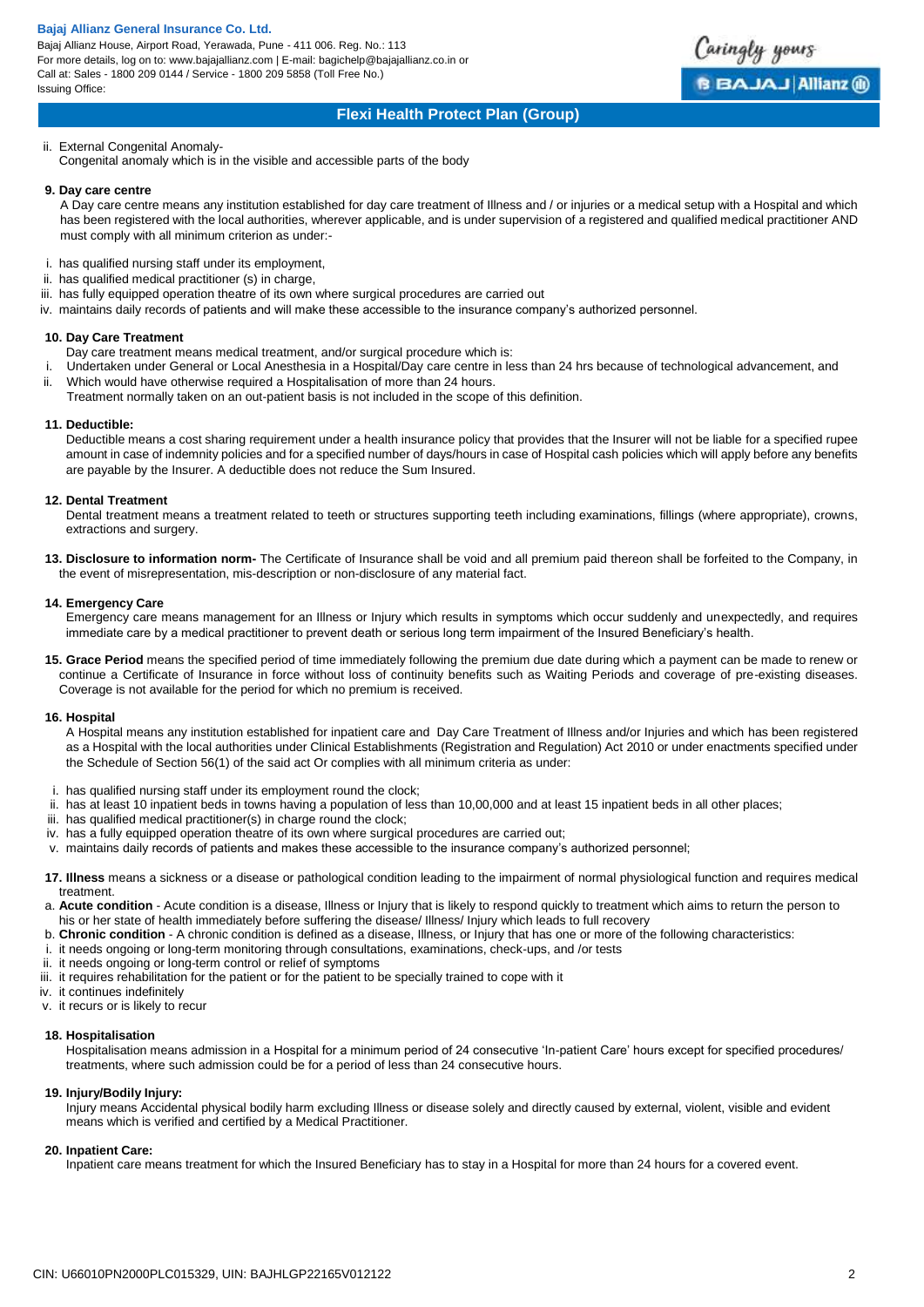ii. External Congenital Anomaly-
Congenital anomaly which is in the visible and accessible parts of the body

**9. Day care centre**

A Day care centre means any institution established for day care treatment of Illness and / or injuries or a medical setup with a Hospital and which has been registered with the local authorities, wherever applicable, and is under supervision of a registered and qualified medical practitioner AND must comply with all minimum criterion as under:-

i. has qualified nursing staff under its employment,
ii. has qualified medical practitioner (s) in charge,
iii. has fully equipped operation theatre of its own where surgical procedures are carried out
iv. maintains daily records of patients and will make these accessible to the insurance company's authorized personnel.

**10. Day Care Treatment**

Day care treatment means medical treatment, and/or surgical procedure which is:

i. Undertaken under General or Local Anesthesia in a Hospital/Day care centre in less than 24 hrs because of technological advancement, and
ii. Which would have otherwise required a Hospitalisation of more than 24 hours.

Treatment normally taken on an out-patient basis is not included in the scope of this definition.

**11. Deductible:**

Deductible means a cost sharing requirement under a health insurance policy that provides that the Insurer will not be liable for a specified rupee amount in case of indemnity policies and for a specified number of days/hours in case of Hospital cash policies which will apply before any benefits are payable by the Insurer. A deductible does not reduce the Sum Insured.

**12. Dental Treatment**

Dental treatment means a treatment related to teeth or structures supporting teeth including examinations, fillings (where appropriate), crowns, extractions and surgery.

**13. Disclosure to information norm-** The Certificate of Insurance shall be void and all premium paid thereon shall be forfeited to the Company, in the event of misrepresentation, mis-description or non-disclosure of any material fact.

**14. Emergency Care**

Emergency care means management for an Illness or Injury which results in symptoms which occur suddenly and unexpectedly, and requires immediate care by a medical practitioner to prevent death or serious long term impairment of the Insured Beneficiary's health.

**15. Grace Period** means the specified period of time immediately following the premium due date during which a payment can be made to renew or continue a Certificate of Insurance in force without loss of continuity benefits such as Waiting Periods and coverage of pre-existing diseases. Coverage is not available for the period for which no premium is received.

**16. Hospital**

A Hospital means any institution established for inpatient care and Day Care Treatment of Illness and/or Injuries and which has been registered as a Hospital with the local authorities under Clinical Establishments (Registration and Regulation) Act 2010 or under enactments specified under the Schedule of Section 56(1) of the said act Or complies with all minimum criteria as under:

i. has qualified nursing staff under its employment round the clock;
ii. has at least 10 inpatient beds in towns having a population of less than 10,00,000 and at least 15 inpatient beds in all other places;
iii. has qualified medical practitioner(s) in charge round the clock;
iv. has a fully equipped operation theatre of its own where surgical procedures are carried out;
v. maintains daily records of patients and makes these accessible to the insurance company's authorized personnel;

**17. Illness** means a sickness or a disease or pathological condition leading to the impairment of normal physiological function and requires medical treatment.

a. **Acute condition** - Acute condition is a disease, Illness or Injury that is likely to respond quickly to treatment which aims to return the person to his or her state of health immediately before suffering the disease/ Illness/ Injury which leads to full recovery
b. **Chronic condition** - A chronic condition is defined as a disease, Illness, or Injury that has one or more of the following characteristics:

i. it needs ongoing or long-term monitoring through consultations, examinations, check-ups, and /or tests
ii. it needs ongoing or long-term control or relief of symptoms
iii. it requires rehabilitation for the patient or for the patient to be specially trained to cope with it
iv. it continues indefinitely
v. it recurs or is likely to recur

**18. Hospitalisation**

Hospitalisation means admission in a Hospital for a minimum period of 24 consecutive 'In-patient Care' hours except for specified procedures/ treatments, where such admission could be for a period of less than 24 consecutive hours.

**19. Injury/Bodily Injury:**

Injury means Accidental physical bodily harm excluding Illness or disease solely and directly caused by external, violent, visible and evident means which is verified and certified by a Medical Practitioner.

**20. Inpatient Care:**

Inpatient care means treatment for which the Insured Beneficiary has to stay in a Hospital for more than 24 hours for a covered event.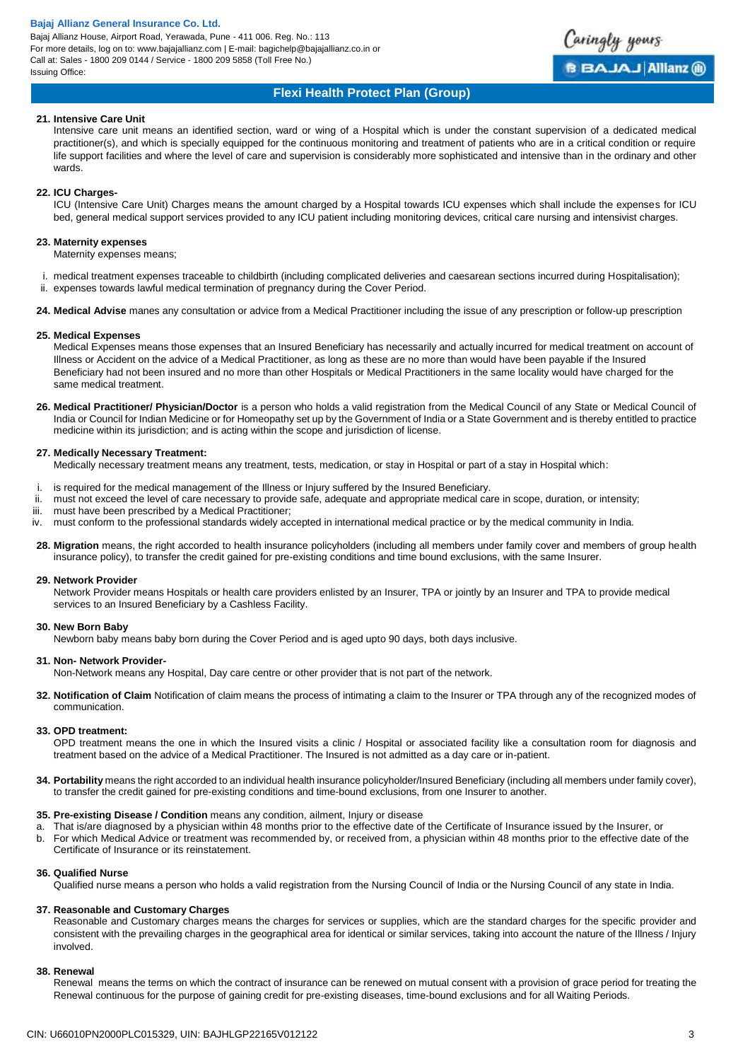**21. Intensive Care Unit**

Intensive care unit means an identified section, ward or wing of a Hospital which is under the constant supervision of a dedicated medical practitioner(s), and which is specially equipped for the continuous monitoring and treatment of patients who are in a critical condition or require life support facilities and where the level of care and supervision is considerably more sophisticated and intensive than in the ordinary and other wards.

**22. ICU Charges-**

ICU (Intensive Care Unit) Charges means the amount charged by a Hospital towards ICU expenses which shall include the expenses for ICU bed, general medical support services provided to any ICU patient including monitoring devices, critical care nursing and intensivist charges.

**23. Maternity expenses**

Maternity expenses means;

i. medical treatment expenses traceable to childbirth (including complicated deliveries and caesarean sections incurred during Hospitalisation);
ii. expenses towards lawful medical termination of pregnancy during the Cover Period.

**24. Medical Advise** manes any consultation or advice from a Medical Practitioner including the issue of any prescription or follow-up prescription

**25. Medical Expenses**

Medical Expenses means those expenses that an Insured Beneficiary has necessarily and actually incurred for medical treatment on account of Illness or Accident on the advice of a Medical Practitioner, as long as these are no more than would have been payable if the Insured Beneficiary had not been insured and no more than other Hospitals or Medical Practitioners in the same locality would have charged for the same medical treatment.

**26. Medical Practitioner/ Physician/Doctor** is a person who holds a valid registration from the Medical Council of any State or Medical Council of India or Council for Indian Medicine or for Homeopathy set up by the Government of India or a State Government and is thereby entitled to practice medicine within its jurisdiction; and is acting within the scope and jurisdiction of license.

**27. Medically Necessary Treatment:**

Medically necessary treatment means any treatment, tests, medication, or stay in Hospital or part of a stay in Hospital which:

i. is required for the medical management of the Illness or Injury suffered by the Insured Beneficiary.
ii. must not exceed the level of care necessary to provide safe, adequate and appropriate medical care in scope, duration, or intensity;
iii. must have been prescribed by a Medical Practitioner;
iv. must conform to the professional standards widely accepted in international medical practice or by the medical community in India.

**28. Migration** means, the right accorded to health insurance policyholders (including all members under family cover and members of group health insurance policy), to transfer the credit gained for pre-existing conditions and time bound exclusions, with the same Insurer.

**29. Network Provider**

Network Provider means Hospitals or health care providers enlisted by an Insurer, TPA or jointly by an Insurer and TPA to provide medical services to an Insured Beneficiary by a Cashless Facility.

**30. New Born Baby**

Newborn baby means baby born during the Cover Period and is aged upto 90 days, both days inclusive.

**31. Non- Network Provider-**

Non-Network means any Hospital, Day care centre or other provider that is not part of the network.

**32. Notification of Claim** Notification of claim means the process of intimating a claim to the Insurer or TPA through any of the recognized modes of communication.

**33. OPD treatment:**

OPD treatment means the one in which the Insured visits a clinic / Hospital or associated facility like a consultation room for diagnosis and treatment based on the advice of a Medical Practitioner. The Insured is not admitted as a day care or in-patient.

**34. Portability** means the right accorded to an individual health insurance policyholder/Insured Beneficiary (including all members under family cover), to transfer the credit gained for pre-existing conditions and time-bound exclusions, from one Insurer to another.

**35. Pre-existing Disease / Condition** means any condition, ailment, Injury or disease

a. That is/are diagnosed by a physician within 48 months prior to the effective date of the Certificate of Insurance issued by the Insurer, or
b. For which Medical Advice or treatment was recommended by, or received from, a physician within 48 months prior to the effective date of the Certificate of Insurance or its reinstatement.

**36. Qualified Nurse**

Qualified nurse means a person who holds a valid registration from the Nursing Council of India or the Nursing Council of any state in India.

**37. Reasonable and Customary Charges**

Reasonable and Customary charges means the charges for services or supplies, which are the standard charges for the specific provider and consistent with the prevailing charges in the geographical area for identical or similar services, taking into account the nature of the Illness / Injury involved.

**38. Renewal**

Renewal means the terms on which the contract of insurance can be renewed on mutual consent with a provision of grace period for treating the Renewal continuous for the purpose of gaining credit for pre-existing diseases, time-bound exclusions and for all Waiting Periods.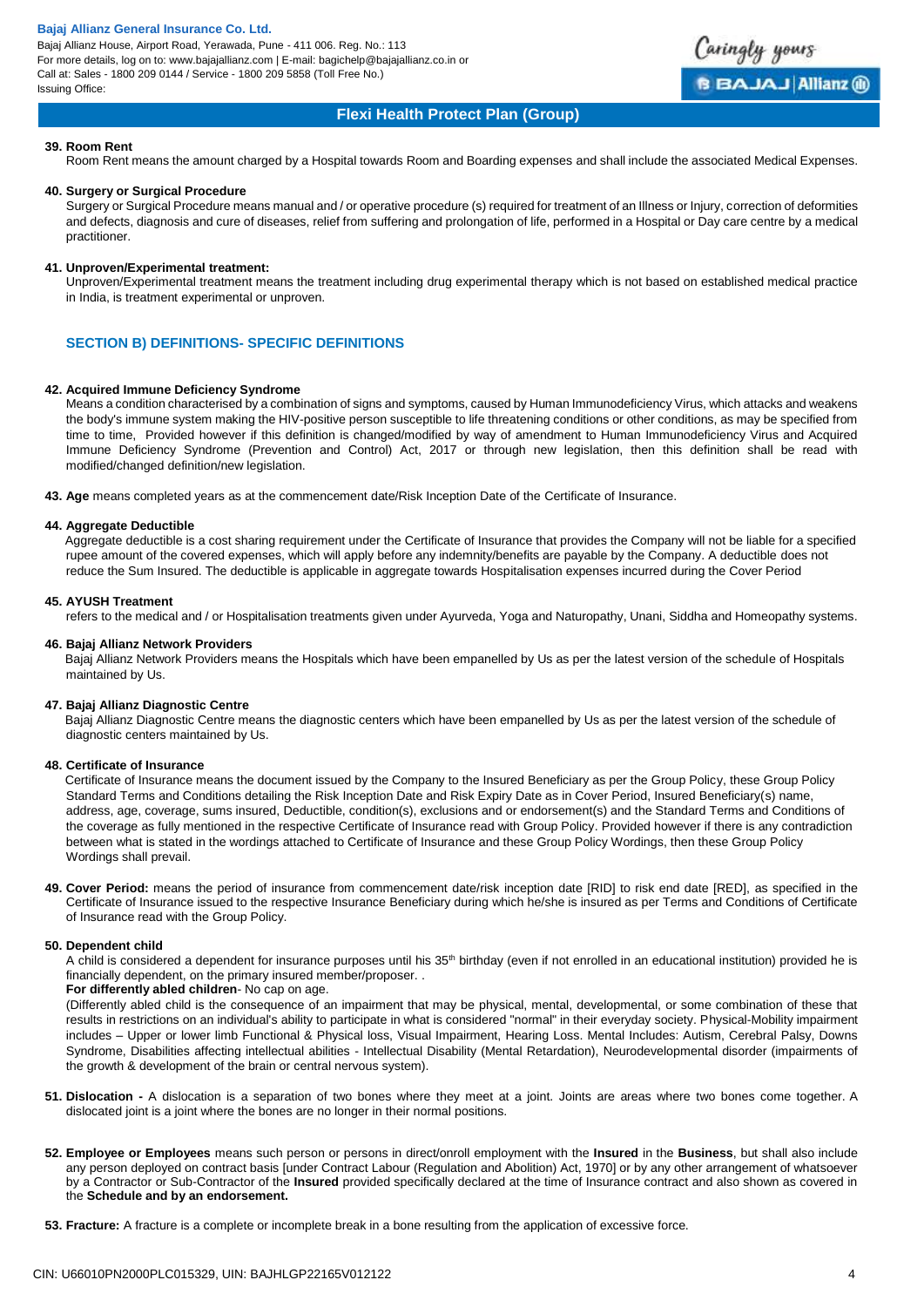**39. Room Rent**

Room Rent means the amount charged by a Hospital towards Room and Boarding expenses and shall include the associated Medical Expenses.

**40. Surgery or Surgical Procedure**

Surgery or Surgical Procedure means manual and / or operative procedure (s) required for treatment of an Illness or Injury, correction of deformities and defects, diagnosis and cure of diseases, relief from suffering and prolongation of life, performed in a Hospital or Day care centre by a medical practitioner.

**41. Unproven/Experimental treatment:**

Unproven/Experimental treatment means the treatment including drug experimental therapy which is not based on established medical practice in India, is treatment experimental or unproven.

## SECTION B) DEFINITIONS- SPECIFIC DEFINITIONS

**42. Acquired Immune Deficiency Syndrome**

Means a condition characterised by a combination of signs and symptoms, caused by Human Immunodeficiency Virus, which attacks and weakens the body's immune system making the HIV-positive person susceptible to life threatening conditions or other conditions, as may be specified from time to time, Provided however if this definition is changed/modified by way of amendment to Human Immunodeficiency Virus and Acquired Immune Deficiency Syndrome (Prevention and Control) Act, 2017 or through new legislation, then this definition shall be read with modified/changed definition/new legislation.

**43. Age** means completed years as at the commencement date/Risk Inception Date of the Certificate of Insurance.

**44. Aggregate Deductible**

Aggregate deductible is a cost sharing requirement under the Certificate of Insurance that provides the Company will not be liable for a specified rupee amount of the covered expenses, which will apply before any indemnity/benefits are payable by the Company. A deductible does not reduce the Sum Insured. The deductible is applicable in aggregate towards Hospitalisation expenses incurred during the Cover Period

**45. AYUSH Treatment**

refers to the medical and / or Hospitalisation treatments given under Ayurveda, Yoga and Naturopathy, Unani, Siddha and Homeopathy systems.

**46. Bajaj Allianz Network Providers**

Bajaj Allianz Network Providers means the Hospitals which have been empanelled by Us as per the latest version of the schedule of Hospitals maintained by Us.

**47. Bajaj Allianz Diagnostic Centre**

Bajaj Allianz Diagnostic Centre means the diagnostic centers which have been empanelled by Us as per the latest version of the schedule of diagnostic centers maintained by Us.

**48. Certificate of Insurance**

Certificate of Insurance means the document issued by the Company to the Insured Beneficiary as per the Group Policy, these Group Policy Standard Terms and Conditions detailing the Risk Inception Date and Risk Expiry Date as in Cover Period, Insured Beneficiary(s) name, address, age, coverage, sums insured, Deductible, condition(s), exclusions and or endorsement(s) and the Standard Terms and Conditions of the coverage as fully mentioned in the respective Certificate of Insurance read with Group Policy. Provided however if there is any contradiction between what is stated in the wordings attached to Certificate of Insurance and these Group Policy Wordings, then these Group Policy Wordings shall prevail.

**49. Cover Period:** means the period of insurance from commencement date/risk inception date [RID] to risk end date [RED], as specified in the Certificate of Insurance issued to the respective Insurance Beneficiary during which he/she is insured as per Terms and Conditions of Certificate of Insurance read with the Group Policy.

**50. Dependent child**

A child is considered a dependent for insurance purposes until his 35th birthday (even if not enrolled in an educational institution) provided he is financially dependent, on the primary insured member/proposer. .

**For differently abled children**- No cap on age.

(Differently abled child is the consequence of an impairment that may be physical, mental, developmental, or some combination of these that results in restrictions on an individual's ability to participate in what is considered "normal" in their everyday society. Physical-Mobility impairment includes – Upper or lower limb Functional & Physical loss, Visual Impairment, Hearing Loss. Mental Includes: Autism, Cerebral Palsy, Downs Syndrome, Disabilities affecting intellectual abilities - Intellectual Disability (Mental Retardation), Neurodevelopmental disorder (impairments of the growth & development of the brain or central nervous system).

**51. Dislocation -** A dislocation is a separation of two bones where they meet at a joint. Joints are areas where two bones come together. A dislocated joint is a joint where the bones are no longer in their normal positions.

**52. Employee or Employees** means such person or persons in direct/onroll employment with the **Insured** in the **Business**, but shall also include any person deployed on contract basis [under Contract Labour (Regulation and Abolition) Act, 1970] or by any other arrangement of whatsoever by a Contractor or Sub-Contractor of the **Insured** provided specifically declared at the time of Insurance contract and also shown as covered in the **Schedule and by an endorsement.**

**53. Fracture:** A fracture is a complete or incomplete break in a bone resulting from the application of excessive force.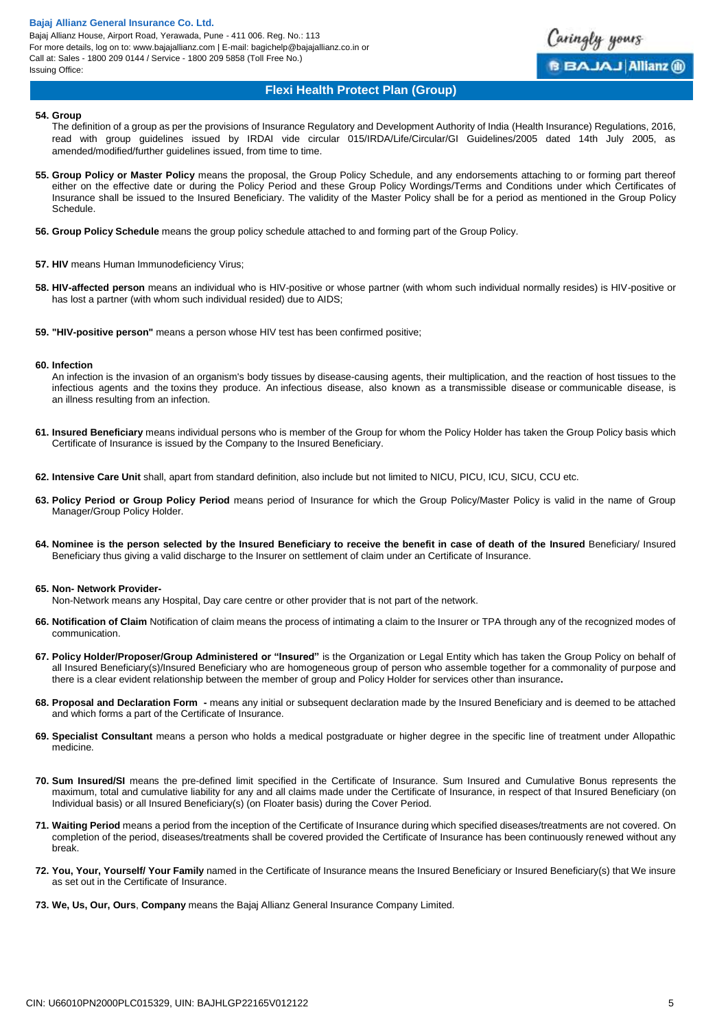**54. Group**

The definition of a group as per the provisions of Insurance Regulatory and Development Authority of India (Health Insurance) Regulations, 2016, read with group guidelines issued by IRDAI vide circular 015/IRDA/Life/Circular/GI Guidelines/2005 dated 14th July 2005, as amended/modified/further guidelines issued, from time to time.

**55. Group Policy or Master Policy** means the proposal, the Group Policy Schedule, and any endorsements attaching to or forming part thereof either on the effective date or during the Policy Period and these Group Policy Wordings/Terms and Conditions under which Certificates of Insurance shall be issued to the Insured Beneficiary. The validity of the Master Policy shall be for a period as mentioned in the Group Policy Schedule.

**56. Group Policy Schedule** means the group policy schedule attached to and forming part of the Group Policy.

**57. HIV** means Human Immunodeficiency Virus;

**58. HIV-affected person** means an individual who is HIV-positive or whose partner (with whom such individual normally resides) is HIV-positive or has lost a partner (with whom such individual resided) due to AIDS;

**59. "HIV-positive person"** means a person whose HIV test has been confirmed positive;

**60. Infection**

An infection is the invasion of an organism's body tissues by disease-causing agents, their multiplication, and the reaction of host tissues to the infectious agents and the toxins they produce. An infectious disease, also known as a transmissible disease or communicable disease, is an illness resulting from an infection.

**61. Insured Beneficiary** means individual persons who is member of the Group for whom the Policy Holder has taken the Group Policy basis which Certificate of Insurance is issued by the Company to the Insured Beneficiary.

**62. Intensive Care Unit** shall, apart from standard definition, also include but not limited to NICU, PICU, ICU, SICU, CCU etc.

**63. Policy Period or Group Policy Period** means period of Insurance for which the Group Policy/Master Policy is valid in the name of Group Manager/Group Policy Holder.

**64. Nominee is the person selected by the Insured Beneficiary to receive the benefit in case of death of the Insured** Beneficiary/ Insured Beneficiary thus giving a valid discharge to the Insurer on settlement of claim under an Certificate of Insurance.

**65. Non- Network Provider-**

Non-Network means any Hospital, Day care centre or other provider that is not part of the network.

**66. Notification of Claim** Notification of claim means the process of intimating a claim to the Insurer or TPA through any of the recognized modes of communication.

**67. Policy Holder/Proposer/Group Administered or "Insured"** is the Organization or Legal Entity which has taken the Group Policy on behalf of all Insured Beneficiary(s)/Insured Beneficiary who are homogeneous group of person who assemble together for a commonality of purpose and there is a clear evident relationship between the member of group and Policy Holder for services other than insurance**.**

**68. Proposal and Declaration Form -** means any initial or subsequent declaration made by the Insured Beneficiary and is deemed to be attached and which forms a part of the Certificate of Insurance.

**69. Specialist Consultant** means a person who holds a medical postgraduate or higher degree in the specific line of treatment under Allopathic medicine.

**70. Sum Insured/SI** means the pre-defined limit specified in the Certificate of Insurance. Sum Insured and Cumulative Bonus represents the maximum, total and cumulative liability for any and all claims made under the Certificate of Insurance, in respect of that Insured Beneficiary (on Individual basis) or all Insured Beneficiary(s) (on Floater basis) during the Cover Period.

**71. Waiting Period** means a period from the inception of the Certificate of Insurance during which specified diseases/treatments are not covered. On completion of the period, diseases/treatments shall be covered provided the Certificate of Insurance has been continuously renewed without any break.

**72. You, Your, Yourself/ Your Family** named in the Certificate of Insurance means the Insured Beneficiary or Insured Beneficiary(s) that We insure as set out in the Certificate of Insurance.

**73. We, Us, Our, Ours**, **Company** means the Bajaj Allianz General Insurance Company Limited.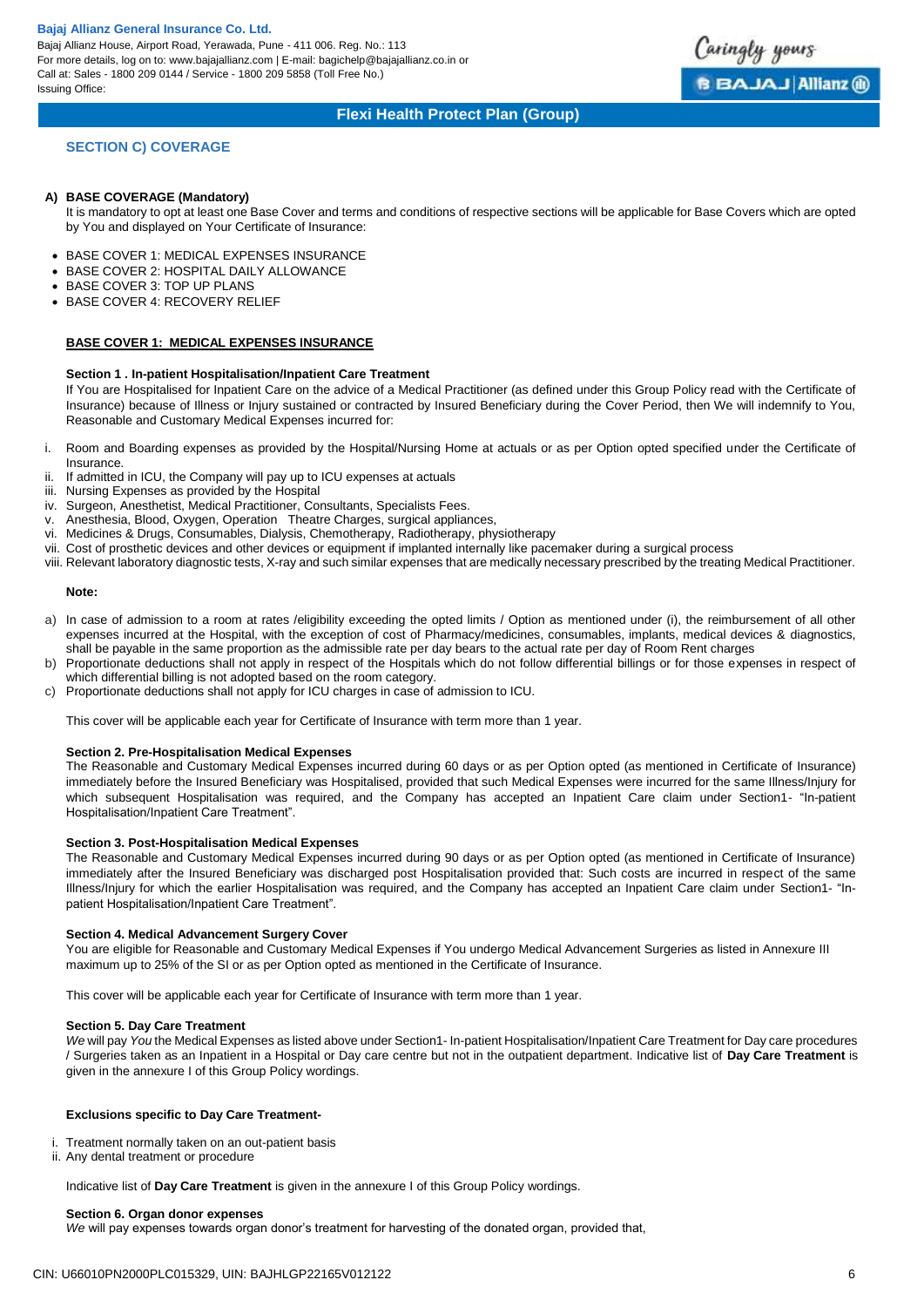## SECTION C) COVERAGE

**A) BASE COVERAGE (Mandatory)**

It is mandatory to opt at least one Base Cover and terms and conditions of respective sections will be applicable for Base Covers which are opted by You and displayed on Your Certificate of Insurance:

- BASE COVER 1: MEDICAL EXPENSES INSURANCE
- BASE COVER 2: HOSPITAL DAILY ALLOWANCE
- BASE COVER 3: TOP UP PLANS
- BASE COVER 4: RECOVERY RELIEF

### BASE COVER 1: MEDICAL EXPENSES INSURANCE

**Section 1 . In-patient Hospitalisation/Inpatient Care Treatment**

If You are Hospitalised for Inpatient Care on the advice of a Medical Practitioner (as defined under this Group Policy read with the Certificate of Insurance) because of Illness or Injury sustained or contracted by Insured Beneficiary during the Cover Period, then We will indemnify to You, Reasonable and Customary Medical Expenses incurred for:

i. Room and Boarding expenses as provided by the Hospital/Nursing Home at actuals or as per Option opted specified under the Certificate of Insurance.
ii. If admitted in ICU, the Company will pay up to ICU expenses at actuals
iii. Nursing Expenses as provided by the Hospital
iv. Surgeon, Anesthetist, Medical Practitioner, Consultants, Specialists Fees.
v. Anesthesia, Blood, Oxygen, Operation Theatre Charges, surgical appliances,
vi. Medicines & Drugs, Consumables, Dialysis, Chemotherapy, Radiotherapy, physiotherapy
vii. Cost of prosthetic devices and other devices or equipment if implanted internally like pacemaker during a surgical process
viii. Relevant laboratory diagnostic tests, X-ray and such similar expenses that are medically necessary prescribed by the treating Medical Practitioner.

**Note:**

a) In case of admission to a room at rates /eligibility exceeding the opted limits / Option as mentioned under (i), the reimbursement of all other expenses incurred at the Hospital, with the exception of cost of Pharmacy/medicines, consumables, implants, medical devices & diagnostics, shall be payable in the same proportion as the admissible rate per day bears to the actual rate per day of Room Rent charges
b) Proportionate deductions shall not apply in respect of the Hospitals which do not follow differential billings or for those expenses in respect of which differential billing is not adopted based on the room category.
c) Proportionate deductions shall not apply for ICU charges in case of admission to ICU.

This cover will be applicable each year for Certificate of Insurance with term more than 1 year.

**Section 2. Pre-Hospitalisation Medical Expenses**

The Reasonable and Customary Medical Expenses incurred during 60 days or as per Option opted (as mentioned in Certificate of Insurance) immediately before the Insured Beneficiary was Hospitalised, provided that such Medical Expenses were incurred for the same Illness/Injury for which subsequent Hospitalisation was required, and the Company has accepted an Inpatient Care claim under Section1- "In-patient Hospitalisation/Inpatient Care Treatment".

**Section 3. Post-Hospitalisation Medical Expenses**

The Reasonable and Customary Medical Expenses incurred during 90 days or as per Option opted (as mentioned in Certificate of Insurance) immediately after the Insured Beneficiary was discharged post Hospitalisation provided that: Such costs are incurred in respect of the same Illness/Injury for which the earlier Hospitalisation was required, and the Company has accepted an Inpatient Care claim under Section1- "In-patient Hospitalisation/Inpatient Care Treatment".

**Section 4. Medical Advancement Surgery Cover**

You are eligible for Reasonable and Customary Medical Expenses if You undergo Medical Advancement Surgeries as listed in Annexure III maximum up to 25% of the SI or as per Option opted as mentioned in the Certificate of Insurance.

This cover will be applicable each year for Certificate of Insurance with term more than 1 year.

**Section 5. Day Care Treatment**

*We* will pay *You* the Medical Expenses as listed above under Section1- In-patient Hospitalisation/Inpatient Care Treatment for Day care procedures / Surgeries taken as an Inpatient in a Hospital or Day care centre but not in the outpatient department. Indicative list of **Day Care Treatment** is given in the annexure I of this Group Policy wordings.

**Exclusions specific to Day Care Treatment-**

i. Treatment normally taken on an out-patient basis
ii. Any dental treatment or procedure

Indicative list of **Day Care Treatment** is given in the annexure I of this Group Policy wordings.

**Section 6. Organ donor expenses**

*We* will pay expenses towards organ donor's treatment for harvesting of the donated organ, provided that,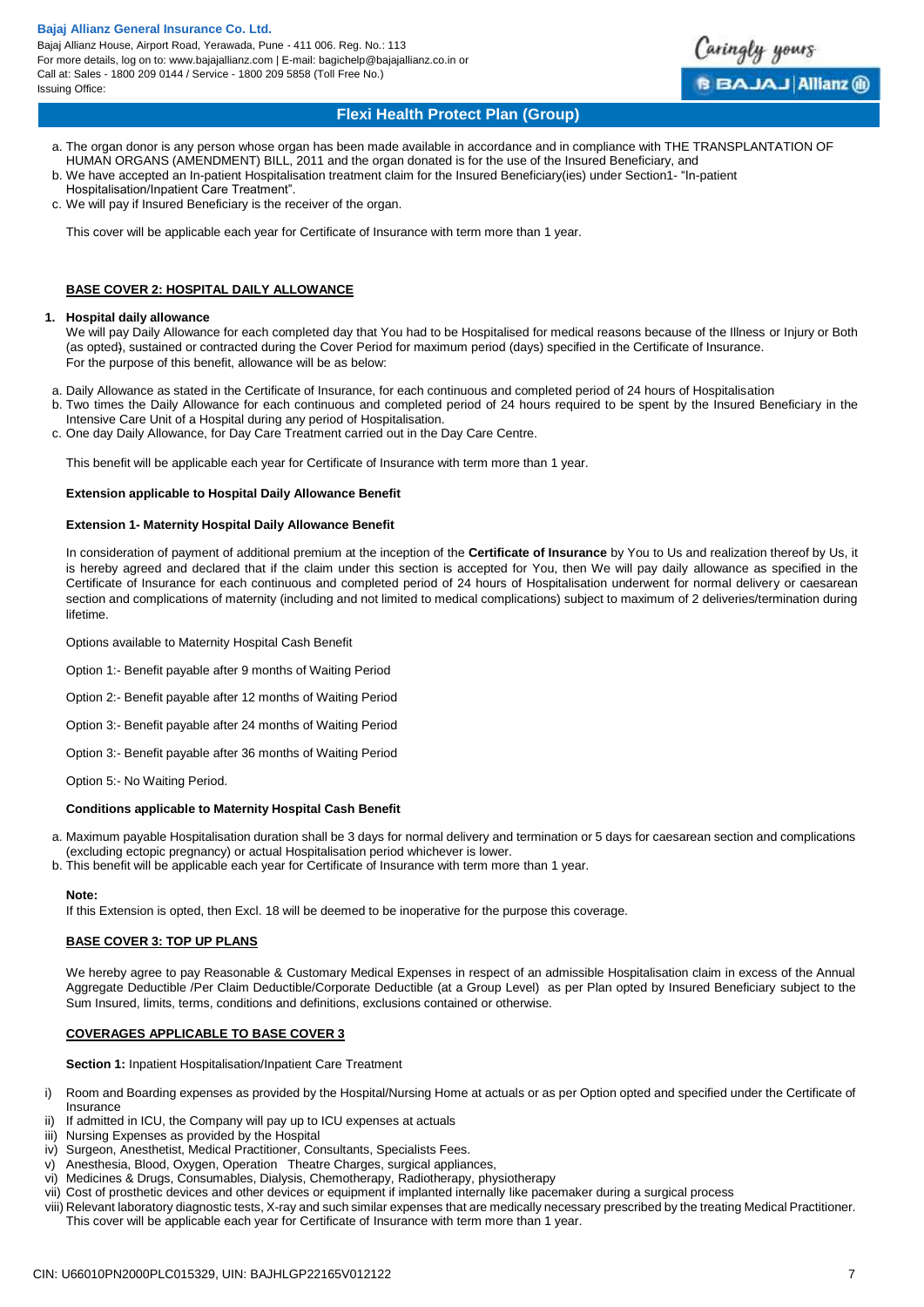a. The organ donor is any person whose organ has been made available in accordance and in compliance with THE TRANSPLANTATION OF HUMAN ORGANS (AMENDMENT) BILL, 2011 and the organ donated is for the use of the Insured Beneficiary, and
b. We have accepted an In-patient Hospitalisation treatment claim for the Insured Beneficiary(ies) under Section1- "In-patient Hospitalisation/Inpatient Care Treatment".
c. We will pay if Insured Beneficiary is the receiver of the organ.

This cover will be applicable each year for Certificate of Insurance with term more than 1 year.

**BASE COVER 2: HOSPITAL DAILY ALLOWANCE**

**1. Hospital daily allowance**

We will pay Daily Allowance for each completed day that You had to be Hospitalised for medical reasons because of the Illness or Injury or Both (as opted), sustained or contracted during the Cover Period for maximum period (days) specified in the Certificate of Insurance.
For the purpose of this benefit, allowance will be as below:

a. Daily Allowance as stated in the Certificate of Insurance, for each continuous and completed period of 24 hours of Hospitalisation
b. Two times the Daily Allowance for each continuous and completed period of 24 hours required to be spent by the Insured Beneficiary in the Intensive Care Unit of a Hospital during any period of Hospitalisation.
c. One day Daily Allowance, for Day Care Treatment carried out in the Day Care Centre.

This benefit will be applicable each year for Certificate of Insurance with term more than 1 year.

**Extension applicable to Hospital Daily Allowance Benefit**

**Extension 1- Maternity Hospital Daily Allowance Benefit**

In consideration of payment of additional premium at the inception of the **Certificate of Insurance** by You to Us and realization thereof by Us, it is hereby agreed and declared that if the claim under this section is accepted for You, then We will pay daily allowance as specified in the Certificate of Insurance for each continuous and completed period of 24 hours of Hospitalisation underwent for normal delivery or caesarean section and complications of maternity (including and not limited to medical complications) subject to maximum of 2 deliveries/termination during lifetime.

Options available to Maternity Hospital Cash Benefit

Option 1:- Benefit payable after 9 months of Waiting Period

Option 2:- Benefit payable after 12 months of Waiting Period

Option 3:- Benefit payable after 24 months of Waiting Period

Option 3:- Benefit payable after 36 months of Waiting Period

Option 5:- No Waiting Period.

**Conditions applicable to Maternity Hospital Cash Benefit**

a. Maximum payable Hospitalisation duration shall be 3 days for normal delivery and termination or 5 days for caesarean section and complications (excluding ectopic pregnancy) or actual Hospitalisation period whichever is lower.
b. This benefit will be applicable each year for Certificate of Insurance with term more than 1 year.

**Note:**
If this Extension is opted, then Excl. 18 will be deemed to be inoperative for the purpose this coverage.

**BASE COVER 3: TOP UP PLANS**

We hereby agree to pay Reasonable & Customary Medical Expenses in respect of an admissible Hospitalisation claim in excess of the Annual Aggregate Deductible /Per Claim Deductible/Corporate Deductible (at a Group Level) as per Plan opted by Insured Beneficiary subject to the Sum Insured, limits, terms, conditions and definitions, exclusions contained or otherwise.

**COVERAGES APPLICABLE TO BASE COVER 3**

**Section 1:** Inpatient Hospitalisation/Inpatient Care Treatment

i) Room and Boarding expenses as provided by the Hospital/Nursing Home at actuals or as per Option opted and specified under the Certificate of Insurance
ii) If admitted in ICU, the Company will pay up to ICU expenses at actuals
iii) Nursing Expenses as provided by the Hospital
iv) Surgeon, Anesthetist, Medical Practitioner, Consultants, Specialists Fees.
v) Anesthesia, Blood, Oxygen, Operation Theatre Charges, surgical appliances,
vi) Medicines & Drugs, Consumables, Dialysis, Chemotherapy, Radiotherapy, physiotherapy
vii) Cost of prosthetic devices and other devices or equipment if implanted internally like pacemaker during a surgical process
viii) Relevant laboratory diagnostic tests, X-ray and such similar expenses that are medically necessary prescribed by the treating Medical Practitioner.
This cover will be applicable each year for Certificate of Insurance with term more than 1 year.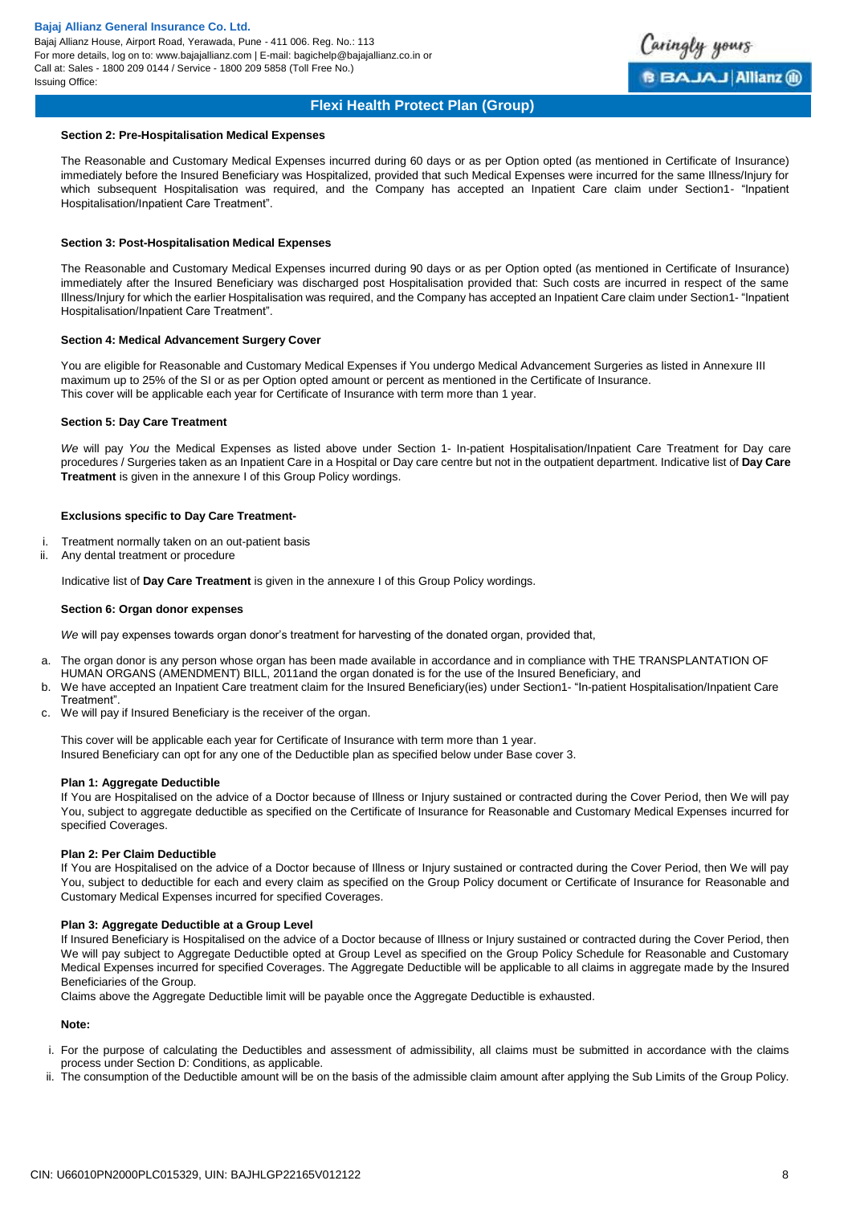### Section 2: Pre-Hospitalisation Medical Expenses

The Reasonable and Customary Medical Expenses incurred during 60 days or as per Option opted (as mentioned in Certificate of Insurance) immediately before the Insured Beneficiary was Hospitalized, provided that such Medical Expenses were incurred for the same Illness/Injury for which subsequent Hospitalisation was required, and the Company has accepted an Inpatient Care claim under Section1- "Inpatient Hospitalisation/Inpatient Care Treatment".

### Section 3: Post-Hospitalisation Medical Expenses

The Reasonable and Customary Medical Expenses incurred during 90 days or as per Option opted (as mentioned in Certificate of Insurance) immediately after the Insured Beneficiary was discharged post Hospitalisation provided that: Such costs are incurred in respect of the same Illness/Injury for which the earlier Hospitalisation was required, and the Company has accepted an Inpatient Care claim under Section1- "Inpatient Hospitalisation/Inpatient Care Treatment".

### Section 4: Medical Advancement Surgery Cover

You are eligible for Reasonable and Customary Medical Expenses if You undergo Medical Advancement Surgeries as listed in Annexure III maximum up to 25% of the SI or as per Option opted amount or percent as mentioned in the Certificate of Insurance.
This cover will be applicable each year for Certificate of Insurance with term more than 1 year.

### Section 5: Day Care Treatment

*We* will pay *You* the Medical Expenses as listed above under Section 1- In-patient Hospitalisation/Inpatient Care Treatment for Day care procedures / Surgeries taken as an Inpatient Care in a Hospital or Day care centre but not in the outpatient department. Indicative list of **Day Care Treatment** is given in the annexure I of this Group Policy wordings.

**Exclusions specific to Day Care Treatment-**

i. Treatment normally taken on an out-patient basis
ii. Any dental treatment or procedure

Indicative list of **Day Care Treatment** is given in the annexure I of this Group Policy wordings.

### Section 6: Organ donor expenses

*We* will pay expenses towards organ donor's treatment for harvesting of the donated organ, provided that,

a. The organ donor is any person whose organ has been made available in accordance and in compliance with THE TRANSPLANTATION OF HUMAN ORGANS (AMENDMENT) BILL, 2011and the organ donated is for the use of the Insured Beneficiary, and
b. We have accepted an Inpatient Care treatment claim for the Insured Beneficiary(ies) under Section1- "In-patient Hospitalisation/Inpatient Care Treatment".
c. We will pay if Insured Beneficiary is the receiver of the organ.

This cover will be applicable each year for Certificate of Insurance with term more than 1 year.
Insured Beneficiary can opt for any one of the Deductible plan as specified below under Base cover 3.

**Plan 1: Aggregate Deductible**
If You are Hospitalised on the advice of a Doctor because of Illness or Injury sustained or contracted during the Cover Period, then We will pay You, subject to aggregate deductible as specified on the Certificate of Insurance for Reasonable and Customary Medical Expenses incurred for specified Coverages.

**Plan 2: Per Claim Deductible**
If You are Hospitalised on the advice of a Doctor because of Illness or Injury sustained or contracted during the Cover Period, then We will pay You, subject to deductible for each and every claim as specified on the Group Policy document or Certificate of Insurance for Reasonable and Customary Medical Expenses incurred for specified Coverages.

**Plan 3: Aggregate Deductible at a Group Level**
If Insured Beneficiary is Hospitalised on the advice of a Doctor because of Illness or Injury sustained or contracted during the Cover Period, then We will pay subject to Aggregate Deductible opted at Group Level as specified on the Group Policy Schedule for Reasonable and Customary Medical Expenses incurred for specified Coverages. The Aggregate Deductible will be applicable to all claims in aggregate made by the Insured Beneficiaries of the Group.
Claims above the Aggregate Deductible limit will be payable once the Aggregate Deductible is exhausted.

**Note:**

i. For the purpose of calculating the Deductibles and assessment of admissibility, all claims must be submitted in accordance with the claims process under Section D: Conditions, as applicable.
ii. The consumption of the Deductible amount will be on the basis of the admissible claim amount after applying the Sub Limits of the Group Policy.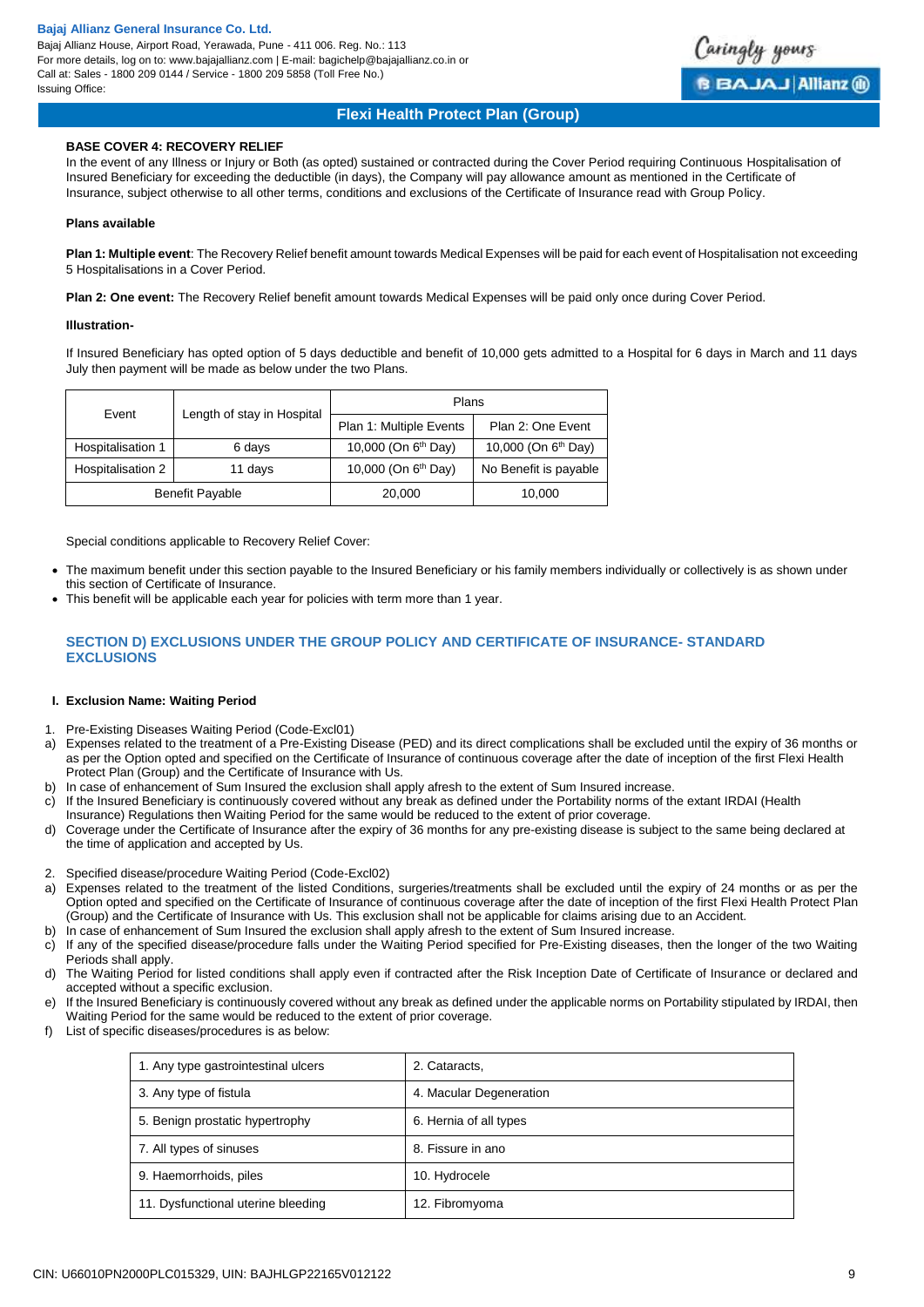### BASE COVER 4: RECOVERY RELIEF

In the event of any Illness or Injury or Both (as opted) sustained or contracted during the Cover Period requiring Continuous Hospitalisation of Insured Beneficiary for exceeding the deductible (in days), the Company will pay allowance amount as mentioned in the Certificate of Insurance, subject otherwise to all other terms, conditions and exclusions of the Certificate of Insurance read with Group Policy.

**Plans available**

**Plan 1: Multiple event**: The Recovery Relief benefit amount towards Medical Expenses will be paid for each event of Hospitalisation not exceeding 5 Hospitalisations in a Cover Period.

**Plan 2: One event:** The Recovery Relief benefit amount towards Medical Expenses will be paid only once during Cover Period.

**Illustration-**

If Insured Beneficiary has opted option of 5 days deductible and benefit of 10,000 gets admitted to a Hospital for 6 days in March and 11 days July then payment will be made as below under the two Plans.

| Event | Length of stay in Hospital | Plans | |
|---|---|---|---|
| | | Plan 1: Multiple Events | Plan 2: One Event |
| Hospitalisation 1 | 6 days | 10,000 (On 6th Day) | 10,000 (On 6th Day) |
| Hospitalisation 2 | 11 days | 10,000 (On 6th Day) | No Benefit is payable |
| Benefit Payable | | 20,000 | 10,000 |

Special conditions applicable to Recovery Relief Cover:

- The maximum benefit under this section payable to the Insured Beneficiary or his family members individually or collectively is as shown under this section of Certificate of Insurance.
- This benefit will be applicable each year for policies with term more than 1 year.

## SECTION D) EXCLUSIONS UNDER THE GROUP POLICY AND CERTIFICATE OF INSURANCE- STANDARD EXCLUSIONS

### I. Exclusion Name: Waiting Period

1. Pre-Existing Diseases Waiting Period (Code-Excl01)

a) Expenses related to the treatment of a Pre-Existing Disease (PED) and its direct complications shall be excluded until the expiry of 36 months or as per the Option opted and specified on the Certificate of Insurance of continuous coverage after the date of inception of the first Flexi Health Protect Plan (Group) and the Certificate of Insurance with Us.

b) In case of enhancement of Sum Insured the exclusion shall apply afresh to the extent of Sum Insured increase.

c) If the Insured Beneficiary is continuously covered without any break as defined under the Portability norms of the extant IRDAI (Health Insurance) Regulations then Waiting Period for the same would be reduced to the extent of prior coverage.

d) Coverage under the Certificate of Insurance after the expiry of 36 months for any pre-existing disease is subject to the same being declared at the time of application and accepted by Us.

2. Specified disease/procedure Waiting Period (Code-Excl02)

a) Expenses related to the treatment of the listed Conditions, surgeries/treatments shall be excluded until the expiry of 24 months or as per the Option opted and specified on the Certificate of Insurance of continuous coverage after the date of inception of the first Flexi Health Protect Plan (Group) and the Certificate of Insurance with Us. This exclusion shall not be applicable for claims arising due to an Accident.

b) In case of enhancement of Sum Insured the exclusion shall apply afresh to the extent of Sum Insured increase.

c) If any of the specified disease/procedure falls under the Waiting Period specified for Pre-Existing diseases, then the longer of the two Waiting Periods shall apply.

d) The Waiting Period for listed conditions shall apply even if contracted after the Risk Inception Date of Certificate of Insurance or declared and accepted without a specific exclusion.

e) If the Insured Beneficiary is continuously covered without any break as defined under the applicable norms on Portability stipulated by IRDAI, then Waiting Period for the same would be reduced to the extent of prior coverage.

f) List of specific diseases/procedures is as below:

| | |
|---|---|
| 1. Any type gastrointestinal ulcers | 2. Cataracts, |
| 3. Any type of fistula | 4. Macular Degeneration |
| 5. Benign prostatic hypertrophy | 6. Hernia of all types |
| 7. All types of sinuses | 8. Fissure in ano |
| 9. Haemorrhoids, piles | 10. Hydrocele |
| 11. Dysfunctional uterine bleeding | 12. Fibromyoma |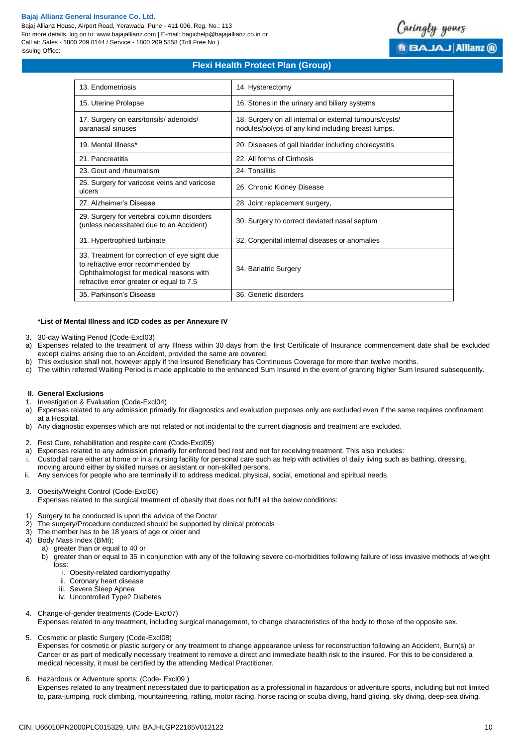| 13. Endometriosis | 14. Hysterectomy |
|---|---|
| 15. Uterine Prolapse | 16. Stones in the urinary and biliary systems |
| 17. Surgery on ears/tonsils/ adenoids/ paranasal sinuses | 18. Surgery on all internal or external tumours/cysts/ nodules/polyps of any kind including breast lumps. |
| 19. Mental Illness* | 20. Diseases of gall bladder including cholecystitis |
| 21. Pancreatitis | 22. All forms of Cirrhosis |
| 23. Gout and rheumatism | 24. Tonsilitis |
| 25. Surgery for varicose veins and varicose ulcers | 26. Chronic Kidney Disease |
| 27. Alzheimer's Disease | 28. Joint replacement surgery, |
| 29. Surgery for vertebral column disorders (unless necessitated due to an Accident) | 30. Surgery to correct deviated nasal septum |
| 31. Hypertrophied turbinate | 32. Congenital internal diseases or anomalies |
| 33. Treatment for correction of eye sight due to refractive error recommended by Ophthalmologist for medical reasons with refractive error greater or equal to 7.5 | 34. Bariatric Surgery |
| 35. Parkinson's Disease | 36. Genetic disorders |

**\*List of Mental Illness and ICD codes as per Annexure IV**

3. 30-day Waiting Period (Code-Excl03)

a) Expenses related to the treatment of any Illness within 30 days from the first Certificate of Insurance commencement date shall be excluded except claims arising due to an Accident, provided the same are covered.

b) This exclusion shall not, however apply if the Insured Beneficiary has Continuous Coverage for more than twelve months.

c) The within referred Waiting Period is made applicable to the enhanced Sum Insured in the event of granting higher Sum Insured subsequently.

**II. General Exclusions**

1. Investigation & Evaluation (Code-Excl04)

a) Expenses related to any admission primarily for diagnostics and evaluation purposes only are excluded even if the same requires confinement at a Hospital.

b) Any diagnostic expenses which are not related or not incidental to the current diagnosis and treatment are excluded.

2. Rest Cure, rehabilitation and respite care (Code-Excl05)

a) Expenses related to any admission primarily for enforced bed rest and not for receiving treatment. This also includes:

i. Custodial care either at home or in a nursing facility for personal care such as help with activities of daily living such as bathing, dressing, moving around either by skilled nurses or assistant or non-skilled persons.

ii. Any services for people who are terminally ill to address medical, physical, social, emotional and spiritual needs.

3. Obesity/Weight Control (Code-Excl06)

Expenses related to the surgical treatment of obesity that does not fulfil all the below conditions:

1) Surgery to be conducted is upon the advice of the Doctor
2) The surgery/Procedure conducted should be supported by clinical protocols
3) The member has to be 18 years of age or older and
4) Body Mass Index (BMI);
   a) greater than or equal to 40 or
   b) greater than or equal to 35 in conjunction with any of the following severe co-morbidities following failure of less invasive methods of weight loss:
      i. Obesity-related cardiomyopathy
      ii. Coronary heart disease
      iii. Severe Sleep Apnea
      iv. Uncontrolled Type2 Diabetes

4. Change-of-gender treatments (Code-Excl07)

Expenses related to any treatment, including surgical management, to change characteristics of the body to those of the opposite sex.

5. Cosmetic or plastic Surgery (Code-Excl08)

Expenses for cosmetic or plastic surgery or any treatment to change appearance unless for reconstruction following an Accident, Burn(s) or Cancer or as part of medically necessary treatment to remove a direct and immediate health risk to the insured. For this to be considered a medical necessity, it must be certified by the attending Medical Practitioner.

6. Hazardous or Adventure sports: (Code- Excl09 )

Expenses related to any treatment necessitated due to participation as a professional in hazardous or adventure sports, including but not limited to, para-jumping, rock climbing, mountaineering, rafting, motor racing, horse racing or scuba diving, hand gliding, sky diving, deep-sea diving.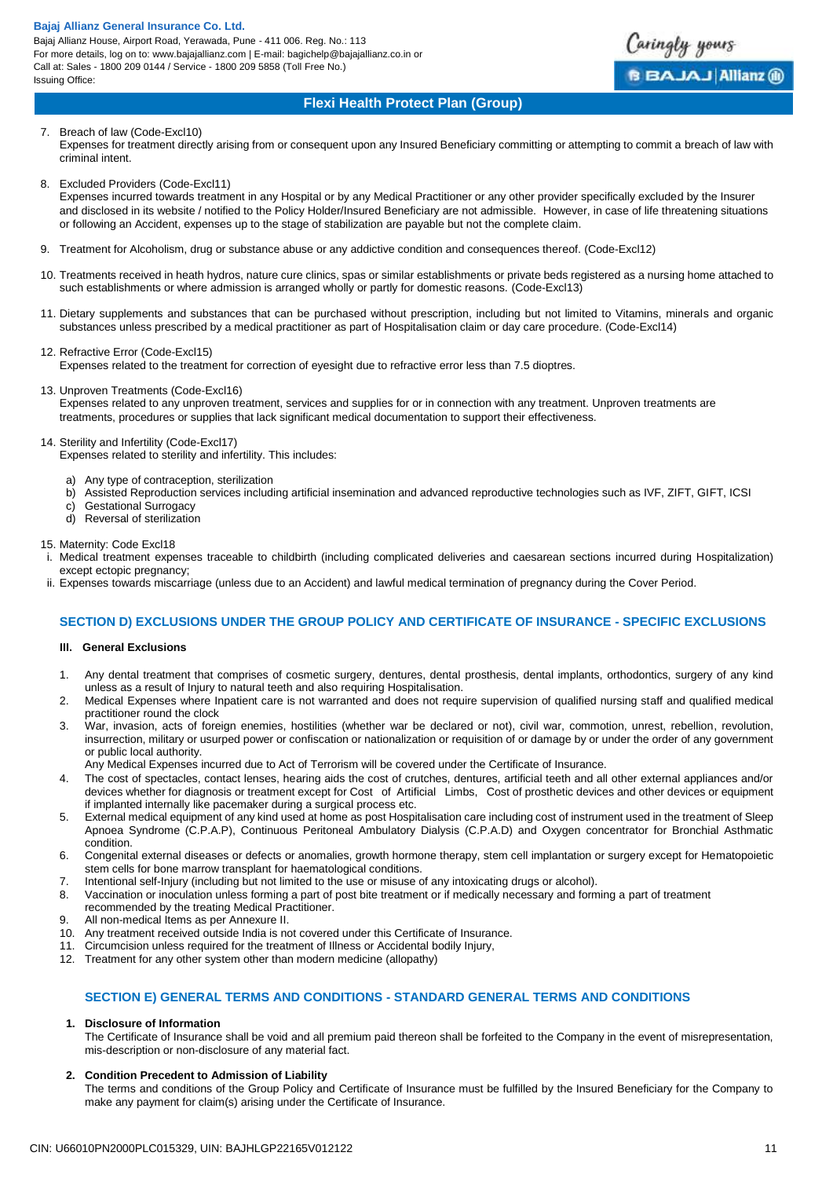7. Breach of law (Code-Excl10)
   Expenses for treatment directly arising from or consequent upon any Insured Beneficiary committing or attempting to commit a breach of law with criminal intent.

8. Excluded Providers (Code-Excl11)
   Expenses incurred towards treatment in any Hospital or by any Medical Practitioner or any other provider specifically excluded by the Insurer and disclosed in its website / notified to the Policy Holder/Insured Beneficiary are not admissible. However, in case of life threatening situations or following an Accident, expenses up to the stage of stabilization are payable but not the complete claim.

9. Treatment for Alcoholism, drug or substance abuse or any addictive condition and consequences thereof. (Code-Excl12)

10. Treatments received in heath hydros, nature cure clinics, spas or similar establishments or private beds registered as a nursing home attached to such establishments or where admission is arranged wholly or partly for domestic reasons. (Code-Excl13)

11. Dietary supplements and substances that can be purchased without prescription, including but not limited to Vitamins, minerals and organic substances unless prescribed by a medical practitioner as part of Hospitalisation claim or day care procedure. (Code-Excl14)

12. Refractive Error (Code-Excl15)
    Expenses related to the treatment for correction of eyesight due to refractive error less than 7.5 dioptres.

13. Unproven Treatments (Code-Excl16)
    Expenses related to any unproven treatment, services and supplies for or in connection with any treatment. Unproven treatments are treatments, procedures or supplies that lack significant medical documentation to support their effectiveness.

14. Sterility and Infertility (Code-Excl17)
    Expenses related to sterility and infertility. This includes:
    a) Any type of contraception, sterilization
    b) Assisted Reproduction services including artificial insemination and advanced reproductive technologies such as IVF, ZIFT, GIFT, ICSI
    c) Gestational Surrogacy
    d) Reversal of sterilization

15. Maternity: Code Excl18
    i. Medical treatment expenses traceable to childbirth (including complicated deliveries and caesarean sections incurred during Hospitalization) except ectopic pregnancy;
    ii. Expenses towards miscarriage (unless due to an Accident) and lawful medical termination of pregnancy during the Cover Period.

## SECTION D) EXCLUSIONS UNDER THE GROUP POLICY AND CERTIFICATE OF INSURANCE - SPECIFIC EXCLUSIONS

### III. General Exclusions

1. Any dental treatment that comprises of cosmetic surgery, dentures, dental prosthesis, dental implants, orthodontics, surgery of any kind unless as a result of Injury to natural teeth and also requiring Hospitalisation.
2. Medical Expenses where Inpatient care is not warranted and does not require supervision of qualified nursing staff and qualified medical practitioner round the clock
3. War, invasion, acts of foreign enemies, hostilities (whether war be declared or not), civil war, commotion, unrest, rebellion, revolution, insurrection, military or usurped power or confiscation or nationalization or requisition of or damage by or under the order of any government or public local authority.
   Any Medical Expenses incurred due to Act of Terrorism will be covered under the Certificate of Insurance.
4. The cost of spectacles, contact lenses, hearing aids the cost of crutches, dentures, artificial teeth and all other external appliances and/or devices whether for diagnosis or treatment except for Cost of Artificial Limbs, Cost of prosthetic devices and other devices or equipment if implanted internally like pacemaker during a surgical process etc.
5. External medical equipment of any kind used at home as post Hospitalisation care including cost of instrument used in the treatment of Sleep Apnoea Syndrome (C.P.A.P), Continuous Peritoneal Ambulatory Dialysis (C.P.A.D) and Oxygen concentrator for Bronchial Asthmatic condition.
6. Congenital external diseases or defects or anomalies, growth hormone therapy, stem cell implantation or surgery except for Hematopoietic stem cells for bone marrow transplant for haematological conditions.
7. Intentional self-Injury (including but not limited to the use or misuse of any intoxicating drugs or alcohol).
8. Vaccination or inoculation unless forming a part of post bite treatment or if medically necessary and forming a part of treatment recommended by the treating Medical Practitioner.
9. All non-medical Items as per Annexure II.
10. Any treatment received outside India is not covered under this Certificate of Insurance.
11. Circumcision unless required for the treatment of Illness or Accidental bodily Injury,
12. Treatment for any other system other than modern medicine (allopathy)

## SECTION E) GENERAL TERMS AND CONDITIONS - STANDARD GENERAL TERMS AND CONDITIONS

**1. Disclosure of Information**

The Certificate of Insurance shall be void and all premium paid thereon shall be forfeited to the Company in the event of misrepresentation, mis-description or non-disclosure of any material fact.

**2. Condition Precedent to Admission of Liability**

The terms and conditions of the Group Policy and Certificate of Insurance must be fulfilled by the Insured Beneficiary for the Company to make any payment for claim(s) arising under the Certificate of Insurance.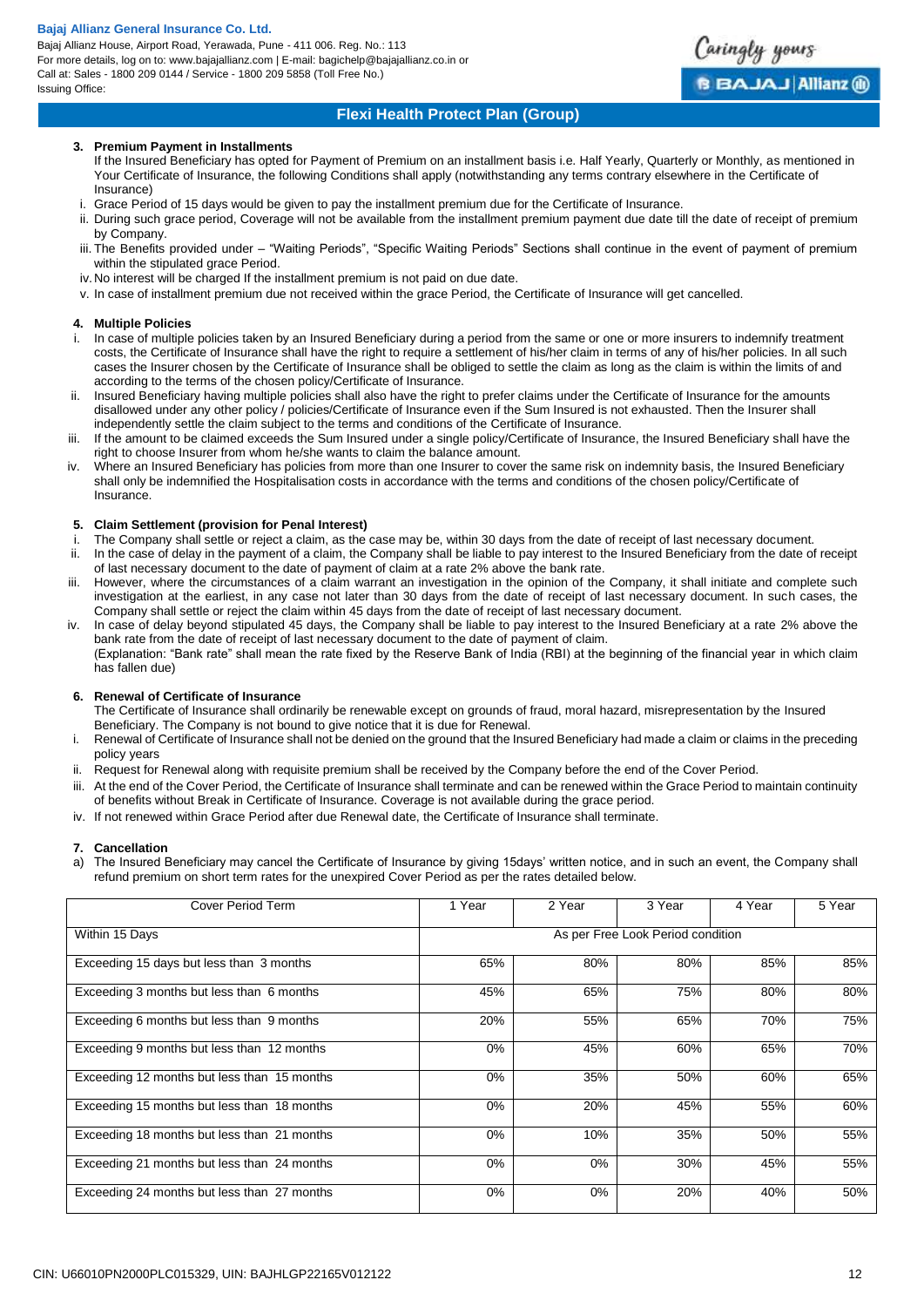### 3. Premium Payment in Installments

If the Insured Beneficiary has opted for Payment of Premium on an installment basis i.e. Half Yearly, Quarterly or Monthly, as mentioned in Your Certificate of Insurance, the following Conditions shall apply (notwithstanding any terms contrary elsewhere in the Certificate of Insurance)

i. Grace Period of 15 days would be given to pay the installment premium due for the Certificate of Insurance.
ii. During such grace period, Coverage will not be available from the installment premium payment due date till the date of receipt of premium by Company.
iii. The Benefits provided under – "Waiting Periods", "Specific Waiting Periods" Sections shall continue in the event of payment of premium within the stipulated grace Period.
iv. No interest will be charged If the installment premium is not paid on due date.
v. In case of installment premium due not received within the grace Period, the Certificate of Insurance will get cancelled.

### 4. Multiple Policies

i. In case of multiple policies taken by an Insured Beneficiary during a period from the same or one or more insurers to indemnify treatment costs, the Certificate of Insurance shall have the right to require a settlement of his/her claim in terms of any of his/her policies. In all such cases the Insurer chosen by the Certificate of Insurance shall be obliged to settle the claim as long as the claim is within the limits of and according to the terms of the chosen policy/Certificate of Insurance.
ii. Insured Beneficiary having multiple policies shall also have the right to prefer claims under the Certificate of Insurance for the amounts disallowed under any other policy / policies/Certificate of Insurance even if the Sum Insured is not exhausted. Then the Insurer shall independently settle the claim subject to the terms and conditions of the Certificate of Insurance.
iii. If the amount to be claimed exceeds the Sum Insured under a single policy/Certificate of Insurance, the Insured Beneficiary shall have the right to choose Insurer from whom he/she wants to claim the balance amount.
iv. Where an Insured Beneficiary has policies from more than one Insurer to cover the same risk on indemnity basis, the Insured Beneficiary shall only be indemnified the Hospitalisation costs in accordance with the terms and conditions of the chosen policy/Certificate of Insurance.

### 5. Claim Settlement (provision for Penal Interest)

i. The Company shall settle or reject a claim, as the case may be, within 30 days from the date of receipt of last necessary document.
ii. In the case of delay in the payment of a claim, the Company shall be liable to pay interest to the Insured Beneficiary from the date of receipt of last necessary document to the date of payment of claim at a rate 2% above the bank rate.
iii. However, where the circumstances of a claim warrant an investigation in the opinion of the Company, it shall initiate and complete such investigation at the earliest, in any case not later than 30 days from the date of receipt of last necessary document. In such cases, the Company shall settle or reject the claim within 45 days from the date of receipt of last necessary document.
iv. In case of delay beyond stipulated 45 days, the Company shall be liable to pay interest to the Insured Beneficiary at a rate 2% above the bank rate from the date of receipt of last necessary document to the date of payment of claim.
(Explanation: "Bank rate" shall mean the rate fixed by the Reserve Bank of India (RBI) at the beginning of the financial year in which claim has fallen due)

### 6. Renewal of Certificate of Insurance

The Certificate of Insurance shall ordinarily be renewable except on grounds of fraud, moral hazard, misrepresentation by the Insured Beneficiary. The Company is not bound to give notice that it is due for Renewal.

i. Renewal of Certificate of Insurance shall not be denied on the ground that the Insured Beneficiary had made a claim or claims in the preceding policy years
ii. Request for Renewal along with requisite premium shall be received by the Company before the end of the Cover Period.
iii. At the end of the Cover Period, the Certificate of Insurance shall terminate and can be renewed within the Grace Period to maintain continuity of benefits without Break in Certificate of Insurance. Coverage is not available during the grace period.
iv. If not renewed within Grace Period after due Renewal date, the Certificate of Insurance shall terminate.

### 7. Cancellation

a) The Insured Beneficiary may cancel the Certificate of Insurance by giving 15days' written notice, and in such an event, the Company shall refund premium on short term rates for the unexpired Cover Period as per the rates detailed below.

| Cover Period Term | 1 Year | 2 Year | 3 Year | 4 Year | 5 Year |
|---|---|---|---|---|---|
| Within 15 Days | As per Free Look Period condition | | | | |
| Exceeding 15 days but less than 3 months | 65% | 80% | 80% | 85% | 85% |
| Exceeding 3 months but less than 6 months | 45% | 65% | 75% | 80% | 80% |
| Exceeding 6 months but less than 9 months | 20% | 55% | 65% | 70% | 75% |
| Exceeding 9 months but less than 12 months | 0% | 45% | 60% | 65% | 70% |
| Exceeding 12 months but less than 15 months | 0% | 35% | 50% | 60% | 65% |
| Exceeding 15 months but less than 18 months | 0% | 20% | 45% | 55% | 60% |
| Exceeding 18 months but less than 21 months | 0% | 10% | 35% | 50% | 55% |
| Exceeding 21 months but less than 24 months | 0% | 0% | 30% | 45% | 55% |
| Exceeding 24 months but less than 27 months | 0% | 0% | 20% | 40% | 50% |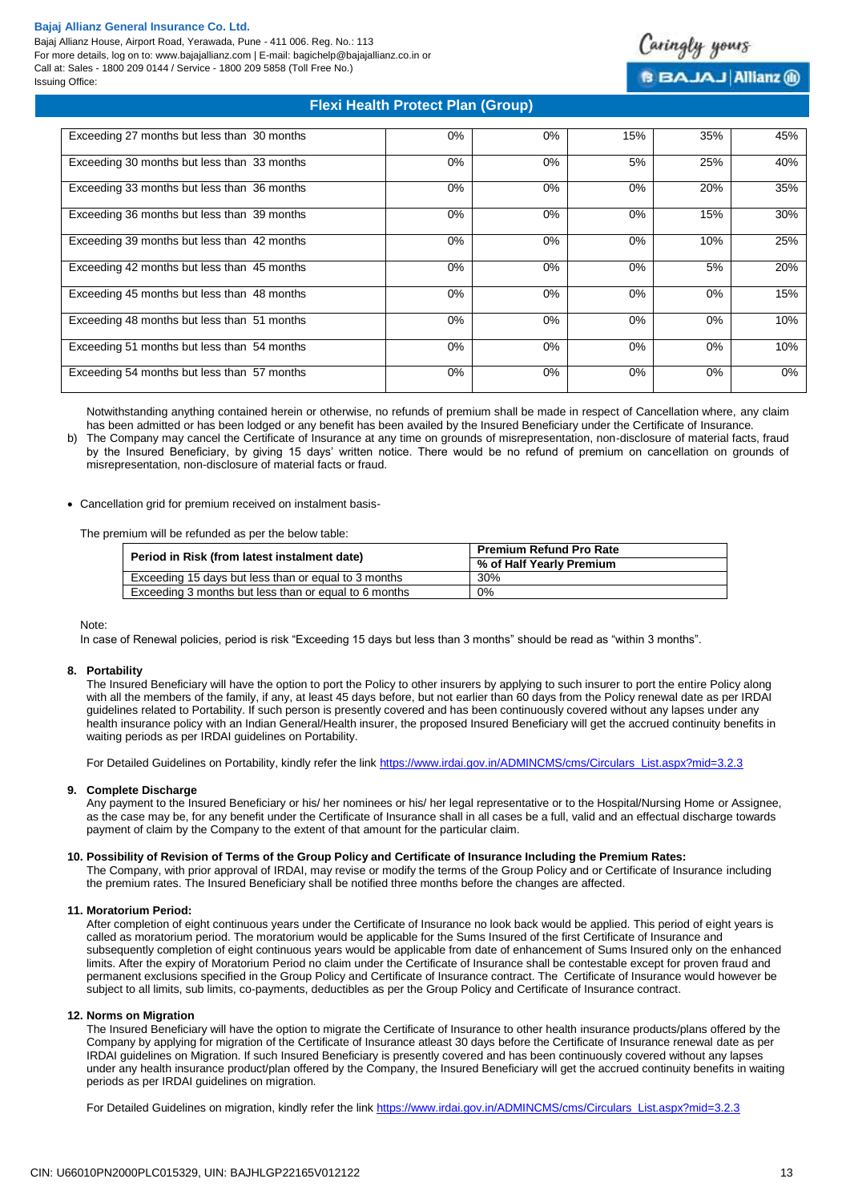| Exceeding 27 months but less than 30 months | 0% | 0% | 15% | 35% | 45% |
|---|---|---|---|---|---|
| Exceeding 30 months but less than 33 months | 0% | 0% | 5% | 25% | 40% |
| Exceeding 33 months but less than 36 months | 0% | 0% | 0% | 20% | 35% |
| Exceeding 36 months but less than 39 months | 0% | 0% | 0% | 15% | 30% |
| Exceeding 39 months but less than 42 months | 0% | 0% | 0% | 10% | 25% |
| Exceeding 42 months but less than 45 months | 0% | 0% | 0% | 5% | 20% |
| Exceeding 45 months but less than 48 months | 0% | 0% | 0% | 0% | 15% |
| Exceeding 48 months but less than 51 months | 0% | 0% | 0% | 0% | 10% |
| Exceeding 51 months but less than 54 months | 0% | 0% | 0% | 0% | 10% |
| Exceeding 54 months but less than 57 months | 0% | 0% | 0% | 0% | 0% |

Notwithstanding anything contained herein or otherwise, no refunds of premium shall be made in respect of Cancellation where, any claim has been admitted or has been lodged or any benefit has been availed by the Insured Beneficiary under the Certificate of Insurance.

b) The Company may cancel the Certificate of Insurance at any time on grounds of misrepresentation, non-disclosure of material facts, fraud by the Insured Beneficiary, by giving 15 days' written notice. There would be no refund of premium on cancellation on grounds of misrepresentation, non-disclosure of material facts or fraud.

- Cancellation grid for premium received on instalment basis-

The premium will be refunded as per the below table:

| Period in Risk (from latest instalment date) | Premium Refund Pro Rate % of Half Yearly Premium |
|---|---|
| Exceeding 15 days but less than or equal to 3 months | 30% |
| Exceeding 3 months but less than or equal to 6 months | 0% |

Note:

In case of Renewal policies, period is risk "Exceeding 15 days but less than 3 months" should be read as "within 3 months".

**8. Portability**

The Insured Beneficiary will have the option to port the Policy to other insurers by applying to such insurer to port the entire Policy along with all the members of the family, if any, at least 45 days before, but not earlier than 60 days from the Policy renewal date as per IRDAI guidelines related to Portability. If such person is presently covered and has been continuously covered without any lapses under any health insurance policy with an Indian General/Health insurer, the proposed Insured Beneficiary will get the accrued continuity benefits in waiting periods as per IRDAI guidelines on Portability.

For Detailed Guidelines on Portability, kindly refer the link https://www.irdai.gov.in/ADMINCMS/cms/Circulars_List.aspx?mid=3.2.3

**9. Complete Discharge**

Any payment to the Insured Beneficiary or his/ her nominees or his/ her legal representative or to the Hospital/Nursing Home or Assignee, as the case may be, for any benefit under the Certificate of Insurance shall in all cases be a full, valid and an effectual discharge towards payment of claim by the Company to the extent of that amount for the particular claim.

**10. Possibility of Revision of Terms of the Group Policy and Certificate of Insurance Including the Premium Rates:**

The Company, with prior approval of IRDAI, may revise or modify the terms of the Group Policy and or Certificate of Insurance including the premium rates. The Insured Beneficiary shall be notified three months before the changes are affected.

**11. Moratorium Period:**

After completion of eight continuous years under the Certificate of Insurance no look back would be applied. This period of eight years is called as moratorium period. The moratorium would be applicable for the Sums Insured of the first Certificate of Insurance and subsequently completion of eight continuous years would be applicable from date of enhancement of Sums Insured only on the enhanced limits. After the expiry of Moratorium Period no claim under the Certificate of Insurance shall be contestable except for proven fraud and permanent exclusions specified in the Group Policy and Certificate of Insurance contract. The Certificate of Insurance would however be subject to all limits, sub limits, co-payments, deductibles as per the Group Policy and Certificate of Insurance contract.

**12. Norms on Migration**

The Insured Beneficiary will have the option to migrate the Certificate of Insurance to other health insurance products/plans offered by the Company by applying for migration of the Certificate of Insurance atleast 30 days before the Certificate of Insurance renewal date as per IRDAI guidelines on Migration. If such Insured Beneficiary is presently covered and has been continuously covered without any lapses under any health insurance product/plan offered by the Company, the Insured Beneficiary will get the accrued continuity benefits in waiting periods as per IRDAI guidelines on migration.

For Detailed Guidelines on migration, kindly refer the link https://www.irdai.gov.in/ADMINCMS/cms/Circulars_List.aspx?mid=3.2.3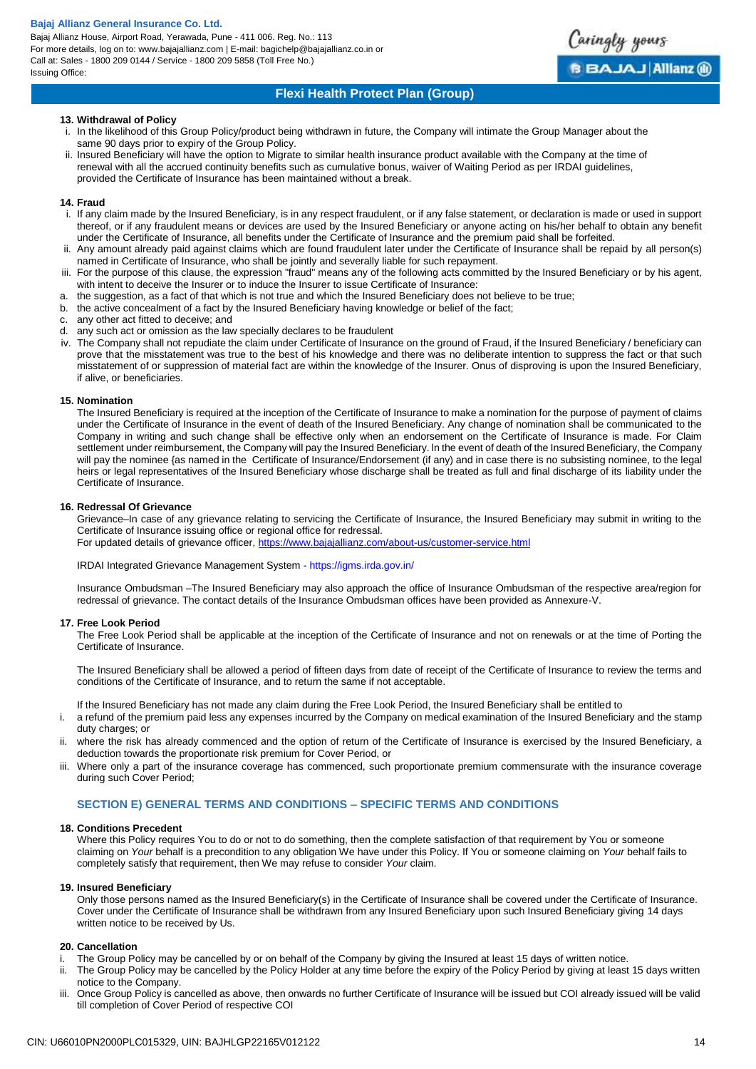**13. Withdrawal of Policy**

i. In the likelihood of this Group Policy/product being withdrawn in future, the Company will intimate the Group Manager about the same 90 days prior to expiry of the Group Policy.

ii. Insured Beneficiary will have the option to Migrate to similar health insurance product available with the Company at the time of renewal with all the accrued continuity benefits such as cumulative bonus, waiver of Waiting Period as per IRDAI guidelines, provided the Certificate of Insurance has been maintained without a break.

**14. Fraud**

i. If any claim made by the Insured Beneficiary, is in any respect fraudulent, or if any false statement, or declaration is made or used in support thereof, or if any fraudulent means or devices are used by the Insured Beneficiary or anyone acting on his/her behalf to obtain any benefit under the Certificate of Insurance, all benefits under the Certificate of Insurance and the premium paid shall be forfeited.

ii. Any amount already paid against claims which are found fraudulent later under the Certificate of Insurance shall be repaid by all person(s) named in Certificate of Insurance, who shall be jointly and severally liable for such repayment.

iii. For the purpose of this clause, the expression "fraud" means any of the following acts committed by the Insured Beneficiary or by his agent, with intent to deceive the Insurer or to induce the Insurer to issue Certificate of Insurance:

a. the suggestion, as a fact of that which is not true and which the Insured Beneficiary does not believe to be true;

b. the active concealment of a fact by the Insured Beneficiary having knowledge or belief of the fact;

c. any other act fitted to deceive; and

d. any such act or omission as the law specially declares to be fraudulent

iv. The Company shall not repudiate the claim under Certificate of Insurance on the ground of Fraud, if the Insured Beneficiary / beneficiary can prove that the misstatement was true to the best of his knowledge and there was no deliberate intention to suppress the fact or that such misstatement of or suppression of material fact are within the knowledge of the Insurer. Onus of disproving is upon the Insured Beneficiary, if alive, or beneficiaries.

**15. Nomination**

The Insured Beneficiary is required at the inception of the Certificate of Insurance to make a nomination for the purpose of payment of claims under the Certificate of Insurance in the event of death of the Insured Beneficiary. Any change of nomination shall be communicated to the Company in writing and such change shall be effective only when an endorsement on the Certificate of Insurance is made. For Claim settlement under reimbursement, the Company will pay the Insured Beneficiary. In the event of death of the Insured Beneficiary, the Company will pay the nominee {as named in the Certificate of Insurance/Endorsement (if any) and in case there is no subsisting nominee, to the legal heirs or legal representatives of the Insured Beneficiary whose discharge shall be treated as full and final discharge of its liability under the Certificate of Insurance.

**16. Redressal Of Grievance**

Grievance–In case of any grievance relating to servicing the Certificate of Insurance, the Insured Beneficiary may submit in writing to the Certificate of Insurance issuing office or regional office for redressal.

For updated details of grievance officer, https://www.bajajallianz.com/about-us/customer-service.html

IRDAI Integrated Grievance Management System - https://igms.irda.gov.in/

Insurance Ombudsman –The Insured Beneficiary may also approach the office of Insurance Ombudsman of the respective area/region for redressal of grievance. The contact details of the Insurance Ombudsman offices have been provided as Annexure-V.

**17. Free Look Period**

The Free Look Period shall be applicable at the inception of the Certificate of Insurance and not on renewals or at the time of Porting the Certificate of Insurance.

The Insured Beneficiary shall be allowed a period of fifteen days from date of receipt of the Certificate of Insurance to review the terms and conditions of the Certificate of Insurance, and to return the same if not acceptable.

If the Insured Beneficiary has not made any claim during the Free Look Period, the Insured Beneficiary shall be entitled to

i. a refund of the premium paid less any expenses incurred by the Company on medical examination of the Insured Beneficiary and the stamp duty charges; or

ii. where the risk has already commenced and the option of return of the Certificate of Insurance is exercised by the Insured Beneficiary, a deduction towards the proportionate risk premium for Cover Period, or

iii. Where only a part of the insurance coverage has commenced, such proportionate premium commensurate with the insurance coverage during such Cover Period;

## SECTION E) GENERAL TERMS AND CONDITIONS – SPECIFIC TERMS AND CONDITIONS

**18. Conditions Precedent**

Where this Policy requires You to do or not to do something, then the complete satisfaction of that requirement by You or someone claiming on *Your* behalf is a precondition to any obligation We have under this Policy. If You or someone claiming on *Your* behalf fails to completely satisfy that requirement, then We may refuse to consider *Your* claim.

**19. Insured Beneficiary**

Only those persons named as the Insured Beneficiary(s) in the Certificate of Insurance shall be covered under the Certificate of Insurance. Cover under the Certificate of Insurance shall be withdrawn from any Insured Beneficiary upon such Insured Beneficiary giving 14 days written notice to be received by Us.

**20. Cancellation**

i. The Group Policy may be cancelled by or on behalf of the Company by giving the Insured at least 15 days of written notice.

ii. The Group Policy may be cancelled by the Policy Holder at any time before the expiry of the Policy Period by giving at least 15 days written notice to the Company.

iii. Once Group Policy is cancelled as above, then onwards no further Certificate of Insurance will be issued but COI already issued will be valid till completion of Cover Period of respective COI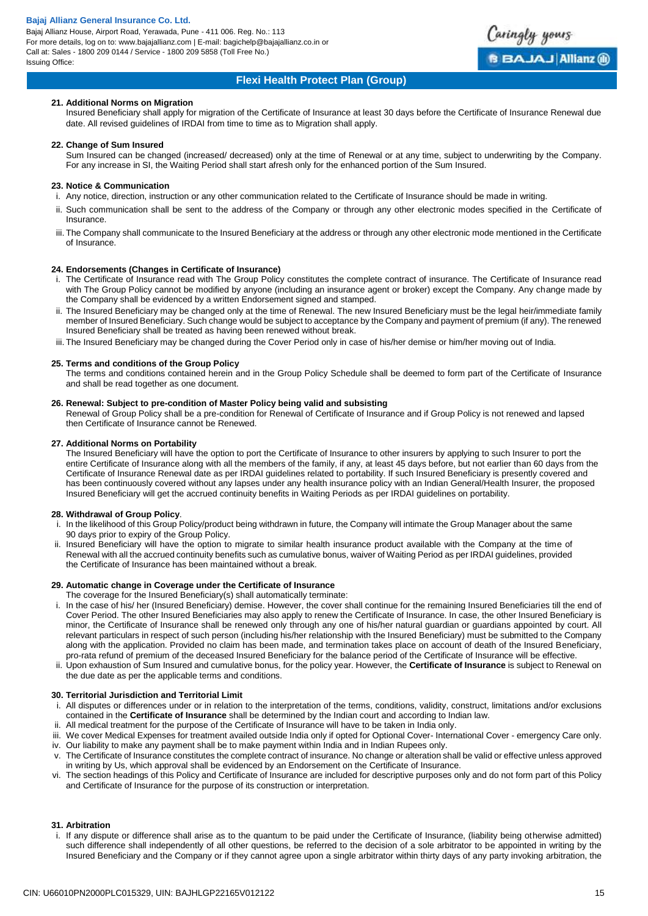#### 21. Additional Norms on Migration

Insured Beneficiary shall apply for migration of the Certificate of Insurance at least 30 days before the Certificate of Insurance Renewal due date. All revised guidelines of IRDAI from time to time as to Migration shall apply.

#### 22. Change of Sum Insured

Sum Insured can be changed (increased/ decreased) only at the time of Renewal or at any time, subject to underwriting by the Company. For any increase in SI, the Waiting Period shall start afresh only for the enhanced portion of the Sum Insured.

#### 23. Notice & Communication

i. Any notice, direction, instruction or any other communication related to the Certificate of Insurance should be made in writing.

ii. Such communication shall be sent to the address of the Company or through any other electronic modes specified in the Certificate of Insurance.

iii. The Company shall communicate to the Insured Beneficiary at the address or through any other electronic mode mentioned in the Certificate of Insurance.

#### 24. Endorsements (Changes in Certificate of Insurance)

i. The Certificate of Insurance read with The Group Policy constitutes the complete contract of insurance. The Certificate of Insurance read with The Group Policy cannot be modified by anyone (including an insurance agent or broker) except the Company. Any change made by the Company shall be evidenced by a written Endorsement signed and stamped.

ii. The Insured Beneficiary may be changed only at the time of Renewal. The new Insured Beneficiary must be the legal heir/immediate family member of Insured Beneficiary. Such change would be subject to acceptance by the Company and payment of premium (if any). The renewed Insured Beneficiary shall be treated as having been renewed without break.

iii. The Insured Beneficiary may be changed during the Cover Period only in case of his/her demise or him/her moving out of India.

#### 25. Terms and conditions of the Group Policy

The terms and conditions contained herein and in the Group Policy Schedule shall be deemed to form part of the Certificate of Insurance and shall be read together as one document.

#### 26. Renewal: Subject to pre-condition of Master Policy being valid and subsisting

Renewal of Group Policy shall be a pre-condition for Renewal of Certificate of Insurance and if Group Policy is not renewed and lapsed then Certificate of Insurance cannot be Renewed.

#### 27. Additional Norms on Portability

The Insured Beneficiary will have the option to port the Certificate of Insurance to other insurers by applying to such Insurer to port the entire Certificate of Insurance along with all the members of the family, if any, at least 45 days before, but not earlier than 60 days from the Certificate of Insurance Renewal date as per IRDAI guidelines related to portability. If such Insured Beneficiary is presently covered and has been continuously covered without any lapses under any health insurance policy with an Indian General/Health Insurer, the proposed Insured Beneficiary will get the accrued continuity benefits in Waiting Periods as per IRDAI guidelines on portability.

#### 28. Withdrawal of Group Policy.

i. In the likelihood of this Group Policy/product being withdrawn in future, the Company will intimate the Group Manager about the same 90 days prior to expiry of the Group Policy.

ii. Insured Beneficiary will have the option to migrate to similar health insurance product available with the Company at the time of Renewal with all the accrued continuity benefits such as cumulative bonus, waiver of Waiting Period as per IRDAI guidelines, provided the Certificate of Insurance has been maintained without a break.

#### 29. Automatic change in Coverage under the Certificate of Insurance

The coverage for the Insured Beneficiary(s) shall automatically terminate:

i. In the case of his/ her (Insured Beneficiary) demise. However, the cover shall continue for the remaining Insured Beneficiaries till the end of Cover Period. The other Insured Beneficiaries may also apply to renew the Certificate of Insurance. In case, the other Insured Beneficiary is minor, the Certificate of Insurance shall be renewed only through any one of his/her natural guardian or guardians appointed by court. All relevant particulars in respect of such person (including his/her relationship with the Insured Beneficiary) must be submitted to the Company along with the application. Provided no claim has been made, and termination takes place on account of death of the Insured Beneficiary, pro-rata refund of premium of the deceased Insured Beneficiary for the balance period of the Certificate of Insurance will be effective.

ii. Upon exhaustion of Sum Insured and cumulative bonus, for the policy year. However, the **Certificate of Insurance** is subject to Renewal on the due date as per the applicable terms and conditions.

#### 30. Territorial Jurisdiction and Territorial Limit

i. All disputes or differences under or in relation to the interpretation of the terms, conditions, validity, construct, limitations and/or exclusions contained in the **Certificate of Insurance** shall be determined by the Indian court and according to Indian law.

ii. All medical treatment for the purpose of the Certificate of Insurance will have to be taken in India only.

iii. We cover Medical Expenses for treatment availed outside India only if opted for Optional Cover- International Cover - emergency Care only.

iv. Our liability to make any payment shall be to make payment within India and in Indian Rupees only.

v. The Certificate of Insurance constitutes the complete contract of insurance. No change or alteration shall be valid or effective unless approved in writing by Us, which approval shall be evidenced by an Endorsement on the Certificate of Insurance.

vi. The section headings of this Policy and Certificate of Insurance are included for descriptive purposes only and do not form part of this Policy and Certificate of Insurance for the purpose of its construction or interpretation.

#### 31. Arbitration

i. If any dispute or difference shall arise as to the quantum to be paid under the Certificate of Insurance, (liability being otherwise admitted) such difference shall independently of all other questions, be referred to the decision of a sole arbitrator to be appointed in writing by the Insured Beneficiary and the Company or if they cannot agree upon a single arbitrator within thirty days of any party invoking arbitration, the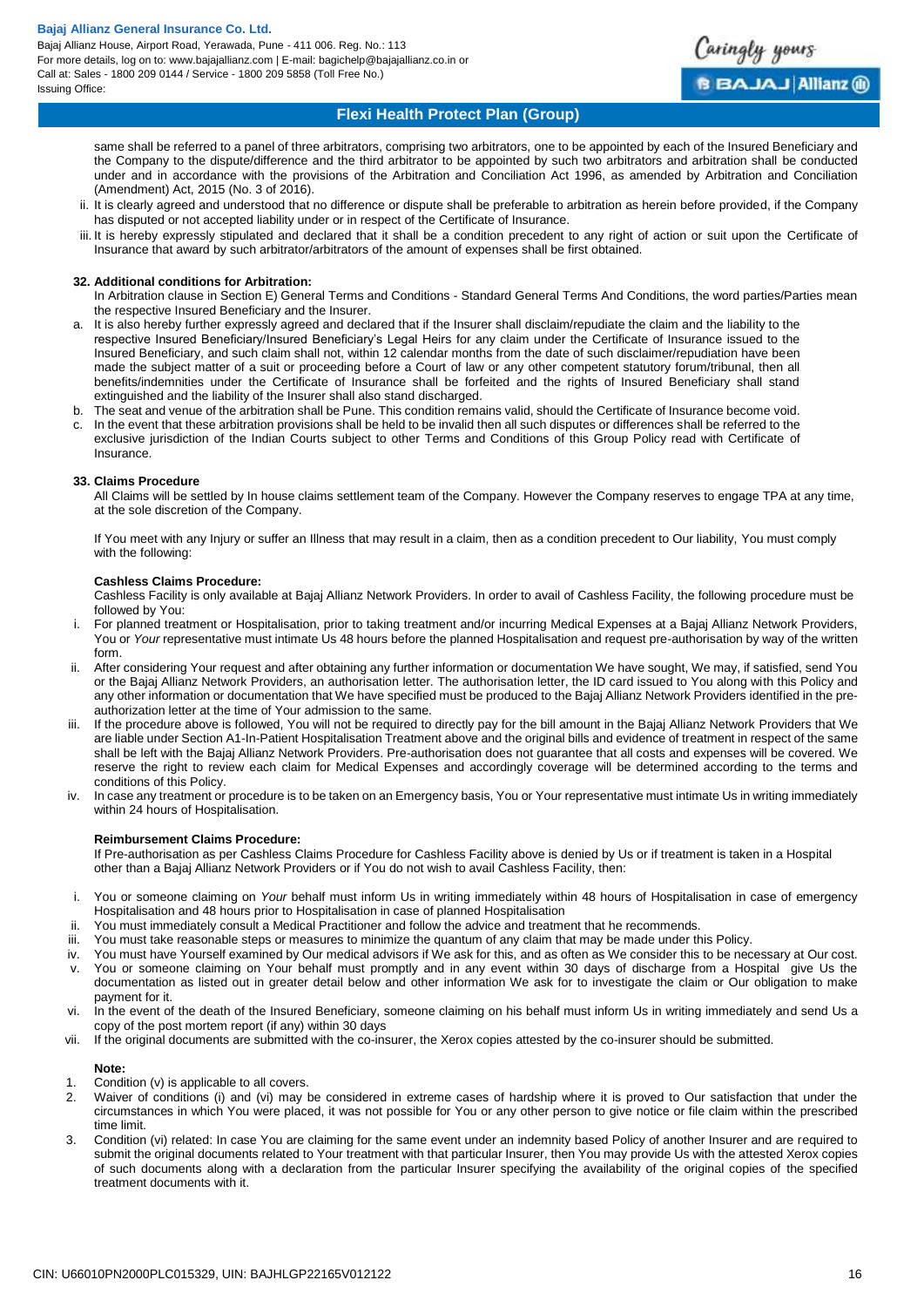same shall be referred to a panel of three arbitrators, comprising two arbitrators, one to be appointed by each of the Insured Beneficiary and the Company to the dispute/difference and the third arbitrator to be appointed by such two arbitrators and arbitration shall be conducted under and in accordance with the provisions of the Arbitration and Conciliation Act 1996, as amended by Arbitration and Conciliation (Amendment) Act, 2015 (No. 3 of 2016).

ii. It is clearly agreed and understood that no difference or dispute shall be preferable to arbitration as herein before provided, if the Company has disputed or not accepted liability under or in respect of the Certificate of Insurance.

iii. It is hereby expressly stipulated and declared that it shall be a condition precedent to any right of action or suit upon the Certificate of Insurance that award by such arbitrator/arbitrators of the amount of expenses shall be first obtained.

**32. Additional conditions for Arbitration:**

In Arbitration clause in Section E) General Terms and Conditions - Standard General Terms And Conditions, the word parties/Parties mean the respective Insured Beneficiary and the Insurer.

a. It is also hereby further expressly agreed and declared that if the Insurer shall disclaim/repudiate the claim and the liability to the respective Insured Beneficiary/Insured Beneficiary's Legal Heirs for any claim under the Certificate of Insurance issued to the Insured Beneficiary, and such claim shall not, within 12 calendar months from the date of such disclaimer/repudiation have been made the subject matter of a suit or proceeding before a Court of law or any other competent statutory forum/tribunal, then all benefits/indemnities under the Certificate of Insurance shall be forfeited and the rights of Insured Beneficiary shall stand extinguished and the liability of the Insurer shall also stand discharged.

b. The seat and venue of the arbitration shall be Pune. This condition remains valid, should the Certificate of Insurance become void.

c. In the event that these arbitration provisions shall be held to be invalid then all such disputes or differences shall be referred to the exclusive jurisdiction of the Indian Courts subject to other Terms and Conditions of this Group Policy read with Certificate of Insurance.

**33. Claims Procedure**

All Claims will be settled by In house claims settlement team of the Company. However the Company reserves to engage TPA at any time, at the sole discretion of the Company.

If You meet with any Injury or suffer an Illness that may result in a claim, then as a condition precedent to Our liability, You must comply with the following:

**Cashless Claims Procedure:**

Cashless Facility is only available at Bajaj Allianz Network Providers. In order to avail of Cashless Facility, the following procedure must be followed by You:

i. For planned treatment or Hospitalisation, prior to taking treatment and/or incurring Medical Expenses at a Bajaj Allianz Network Providers, You or *Your* representative must intimate Us 48 hours before the planned Hospitalisation and request pre-authorisation by way of the written form.

ii. After considering Your request and after obtaining any further information or documentation We have sought, We may, if satisfied, send You or the Bajaj Allianz Network Providers, an authorisation letter. The authorisation letter, the ID card issued to You along with this Policy and any other information or documentation that We have specified must be produced to the Bajaj Allianz Network Providers identified in the pre-authorization letter at the time of Your admission to the same.

iii. If the procedure above is followed, You will not be required to directly pay for the bill amount in the Bajaj Allianz Network Providers that We are liable under Section A1-In-Patient Hospitalisation Treatment above and the original bills and evidence of treatment in respect of the same shall be left with the Bajaj Allianz Network Providers. Pre-authorisation does not guarantee that all costs and expenses will be covered. We reserve the right to review each claim for Medical Expenses and accordingly coverage will be determined according to the terms and conditions of this Policy.

iv. In case any treatment or procedure is to be taken on an Emergency basis, You or Your representative must intimate Us in writing immediately within 24 hours of Hospitalisation.

**Reimbursement Claims Procedure:**

If Pre-authorisation as per Cashless Claims Procedure for Cashless Facility above is denied by Us or if treatment is taken in a Hospital other than a Bajaj Allianz Network Providers or if You do not wish to avail Cashless Facility, then:

i. You or someone claiming on *Your* behalf must inform Us in writing immediately within 48 hours of Hospitalisation in case of emergency Hospitalisation and 48 hours prior to Hospitalisation in case of planned Hospitalisation

ii. You must immediately consult a Medical Practitioner and follow the advice and treatment that he recommends.

iii. You must take reasonable steps or measures to minimize the quantum of any claim that may be made under this Policy.

iv. You must have Yourself examined by Our medical advisors if We ask for this, and as often as We consider this to be necessary at Our cost.

v. You or someone claiming on Your behalf must promptly and in any event within 30 days of discharge from a Hospital give Us the documentation as listed out in greater detail below and other information We ask for to investigate the claim or Our obligation to make payment for it.

vi. In the event of the death of the Insured Beneficiary, someone claiming on his behalf must inform Us in writing immediately and send Us a copy of the post mortem report (if any) within 30 days

vii. If the original documents are submitted with the co-insurer, the Xerox copies attested by the co-insurer should be submitted.

**Note:**

1. Condition (v) is applicable to all covers.
2. Waiver of conditions (i) and (vi) may be considered in extreme cases of hardship where it is proved to Our satisfaction that under the circumstances in which You were placed, it was not possible for You or any other person to give notice or file claim within the prescribed time limit.
3. Condition (vi) related: In case You are claiming for the same event under an indemnity based Policy of another Insurer and are required to submit the original documents related to Your treatment with that particular Insurer, then You may provide Us with the attested Xerox copies of such documents along with a declaration from the particular Insurer specifying the availability of the original copies of the specified treatment documents with it.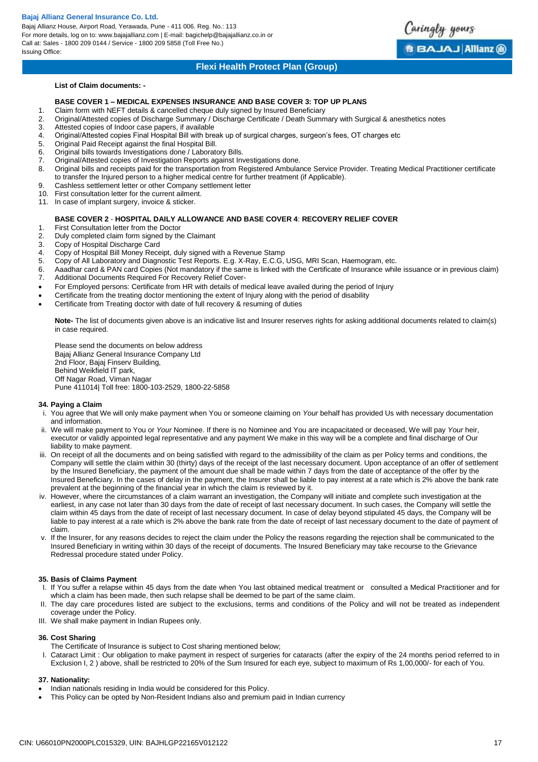**List of Claim documents: -**

**BASE COVER 1 – MEDICAL EXPENSES INSURANCE AND BASE COVER 3: TOP UP PLANS**

1. Claim form with NEFT details & cancelled cheque duly signed by Insured Beneficiary
2. Original/Attested copies of Discharge Summary / Discharge Certificate / Death Summary with Surgical & anesthetics notes
3. Attested copies of Indoor case papers, if available
4. Original/Attested copies Final Hospital Bill with break up of surgical charges, surgeon's fees, OT charges etc
5. Original Paid Receipt against the final Hospital Bill.
6. Original bills towards Investigations done / Laboratory Bills.
7. Original/Attested copies of Investigation Reports against Investigations done.
8. Original bills and receipts paid for the transportation from Registered Ambulance Service Provider. Treating Medical Practitioner certificate to transfer the Injured person to a higher medical centre for further treatment (if Applicable).
9. Cashless settlement letter or other Company settlement letter
10. First consultation letter for the current ailment.
11. In case of implant surgery, invoice & sticker.

**BASE COVER 2 - HOSPITAL DAILY ALLOWANCE AND BASE COVER 4: RECOVERY RELIEF COVER**

1. First Consultation letter from the Doctor
2. Duly completed claim form signed by the Claimant
3. Copy of Hospital Discharge Card
4. Copy of Hospital Bill Money Receipt, duly signed with a Revenue Stamp
5. Copy of All Laboratory and Diagnostic Test Reports. E.g. X-Ray, E.C.G, USG, MRI Scan, Haemogram, etc.
6. Aaadhar card & PAN card Copies (Not mandatory if the same is linked with the Certificate of Insurance while issuance or in previous claim)
7. Additional Documents Required For Recovery Relief Cover-

- For Employed persons: Certificate from HR with details of medical leave availed during the period of Injury
- Certificate from the treating doctor mentioning the extent of Injury along with the period of disability
- Certificate from Treating doctor with date of full recovery & resuming of duties

**Note-** The list of documents given above is an indicative list and Insurer reserves rights for asking additional documents related to claim(s) in case required.

Please send the documents on below address
Bajaj Allianz General Insurance Company Ltd
2nd Floor, Bajaj Finserv Building,
Behind Weikfield IT park,
Off Nagar Road, Viman Nagar
Pune 411014| Toll free: 1800-103-2529, 1800-22-5858

**34. Paying a Claim**

i. You agree that We will only make payment when You or someone claiming on *Your* behalf has provided Us with necessary documentation and information.
ii. We will make payment to You or *Your* Nominee. If there is no Nominee and You are incapacitated or deceased, We will pay *Your* heir, executor or validly appointed legal representative and any payment We make in this way will be a complete and final discharge of Our liability to make payment.
iii. On receipt of all the documents and on being satisfied with regard to the admissibility of the claim as per Policy terms and conditions, the Company will settle the claim within 30 (thirty) days of the receipt of the last necessary document. Upon acceptance of an offer of settlement by the Insured Beneficiary, the payment of the amount due shall be made within 7 days from the date of acceptance of the offer by the Insured Beneficiary. In the cases of delay in the payment, the Insurer shall be liable to pay interest at a rate which is 2% above the bank rate prevalent at the beginning of the financial year in which the claim is reviewed by it.
iv. However, where the circumstances of a claim warrant an investigation, the Company will initiate and complete such investigation at the earliest, in any case not later than 30 days from the date of receipt of last necessary document. In such cases, the Company will settle the claim within 45 days from the date of receipt of last necessary document. In case of delay beyond stipulated 45 days, the Company will be liable to pay interest at a rate which is 2% above the bank rate from the date of receipt of last necessary document to the date of payment of claim.
v. If the Insurer, for any reasons decides to reject the claim under the Policy the reasons regarding the rejection shall be communicated to the Insured Beneficiary in writing within 30 days of the receipt of documents. The Insured Beneficiary may take recourse to the Grievance Redressal procedure stated under Policy.

**35. Basis of Claims Payment**

I. If You suffer a relapse within 45 days from the date when You last obtained medical treatment or consulted a Medical Practitioner and for which a claim has been made, then such relapse shall be deemed to be part of the same claim.
II. The day care procedures listed are subject to the exclusions, terms and conditions of the Policy and will not be treated as independent coverage under the Policy.
III. We shall make payment in Indian Rupees only.

**36. Cost Sharing**

The Certificate of Insurance is subject to Cost sharing mentioned below;

I. Cataract Limit : Our obligation to make payment in respect of surgeries for cataracts (after the expiry of the 24 months period referred to in Exclusion I, 2 ) above, shall be restricted to 20% of the Sum Insured for each eye, subject to maximum of Rs 1,00,000/- for each of You.

**37. Nationality:**

- Indian nationals residing in India would be considered for this Policy.
- This Policy can be opted by Non-Resident Indians also and premium paid in Indian currency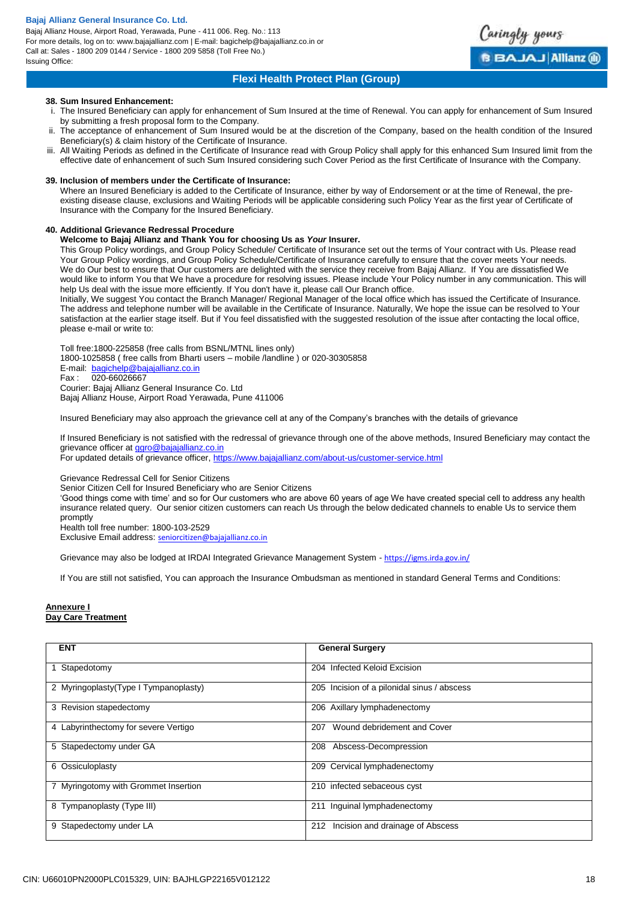### 38. Sum Insured Enhancement:

i. The Insured Beneficiary can apply for enhancement of Sum Insured at the time of Renewal. You can apply for enhancement of Sum Insured by submitting a fresh proposal form to the Company.
ii. The acceptance of enhancement of Sum Insured would be at the discretion of the Company, based on the health condition of the Insured Beneficiary(s) & claim history of the Certificate of Insurance.
iii. All Waiting Periods as defined in the Certificate of Insurance read with Group Policy shall apply for this enhanced Sum Insured limit from the effective date of enhancement of such Sum Insured considering such Cover Period as the first Certificate of Insurance with the Company.

### 39. Inclusion of members under the Certificate of Insurance:

Where an Insured Beneficiary is added to the Certificate of Insurance, either by way of Endorsement or at the time of Renewal, the pre-existing disease clause, exclusions and Waiting Periods will be applicable considering such Policy Year as the first year of Certificate of Insurance with the Company for the Insured Beneficiary.

### 40. Additional Grievance Redressal Procedure

**Welcome to Bajaj Allianz and Thank You for choosing Us as *Your* Insurer.**

This Group Policy wordings, and Group Policy Schedule/ Certificate of Insurance set out the terms of Your contract with Us. Please read Your Group Policy wordings, and Group Policy Schedule/Certificate of Insurance carefully to ensure that the cover meets Your needs. We do Our best to ensure that Our customers are delighted with the service they receive from Bajaj Allianz. If You are dissatisfied We would like to inform You that We have a procedure for resolving issues. Please include Your Policy number in any communication. This will help Us deal with the issue more efficiently. If You don't have it, please call Our Branch office.

Initially, We suggest You contact the Branch Manager/ Regional Manager of the local office which has issued the Certificate of Insurance. The address and telephone number will be available in the Certificate of Insurance. Naturally, We hope the issue can be resolved to Your satisfaction at the earlier stage itself. But if You feel dissatisfied with the suggested resolution of the issue after contacting the local office, please e-mail or write to:

Toll free:1800-225858 (free calls from BSNL/MTNL lines only)
1800-1025858 ( free calls from Bharti users – mobile /landline ) or 020-30305858
E-mail: bagichelp@bajajallianz.co.in
Fax : 020-66026667
Courier: Bajaj Allianz General Insurance Co. Ltd
Bajaj Allianz House, Airport Road Yerawada, Pune 411006

Insured Beneficiary may also approach the grievance cell at any of the Company's branches with the details of grievance

If Insured Beneficiary is not satisfied with the redressal of grievance through one of the above methods, Insured Beneficiary may contact the grievance officer at ggro@bajajallianz.co.in
For updated details of grievance officer, https://www.bajajallianz.com/about-us/customer-service.html

Grievance Redressal Cell for Senior Citizens
Senior Citizen Cell for Insured Beneficiary who are Senior Citizens
'Good things come with time' and so for Our customers who are above 60 years of age We have created special cell to address any health insurance related query. Our senior citizen customers can reach Us through the below dedicated channels to enable Us to service them promptly
Health toll free number: 1800-103-2529
Exclusive Email address: seniorcitizen@bajajallianz.co.in

Grievance may also be lodged at IRDAI Integrated Grievance Management System - https://igms.irda.gov.in/

If You are still not satisfied, You can approach the Insurance Ombudsman as mentioned in standard General Terms and Conditions:

**Annexure I**
**Day Care Treatment**

| ENT | General Surgery |
|---|---|
| 1 Stapedotomy | 204 Infected Keloid Excision |
| 2 Myringoplasty(Type I Tympanoplasty) | 205 Incision of a pilonidal sinus / abscess |
| 3 Revision stapedectomy | 206 Axillary lymphadenectomy |
| 4 Labyrinthectomy for severe Vertigo | 207 Wound debridement and Cover |
| 5 Stapedectomy under GA | 208 Abscess-Decompression |
| 6 Ossiculoplasty | 209 Cervical lymphadenectomy |
| 7 Myringotomy with Grommet Insertion | 210 infected sebaceous cyst |
| 8 Tympanoplasty (Type III) | 211 Inguinal lymphadenectomy |
| 9 Stapedectomy under LA | 212 Incision and drainage of Abscess |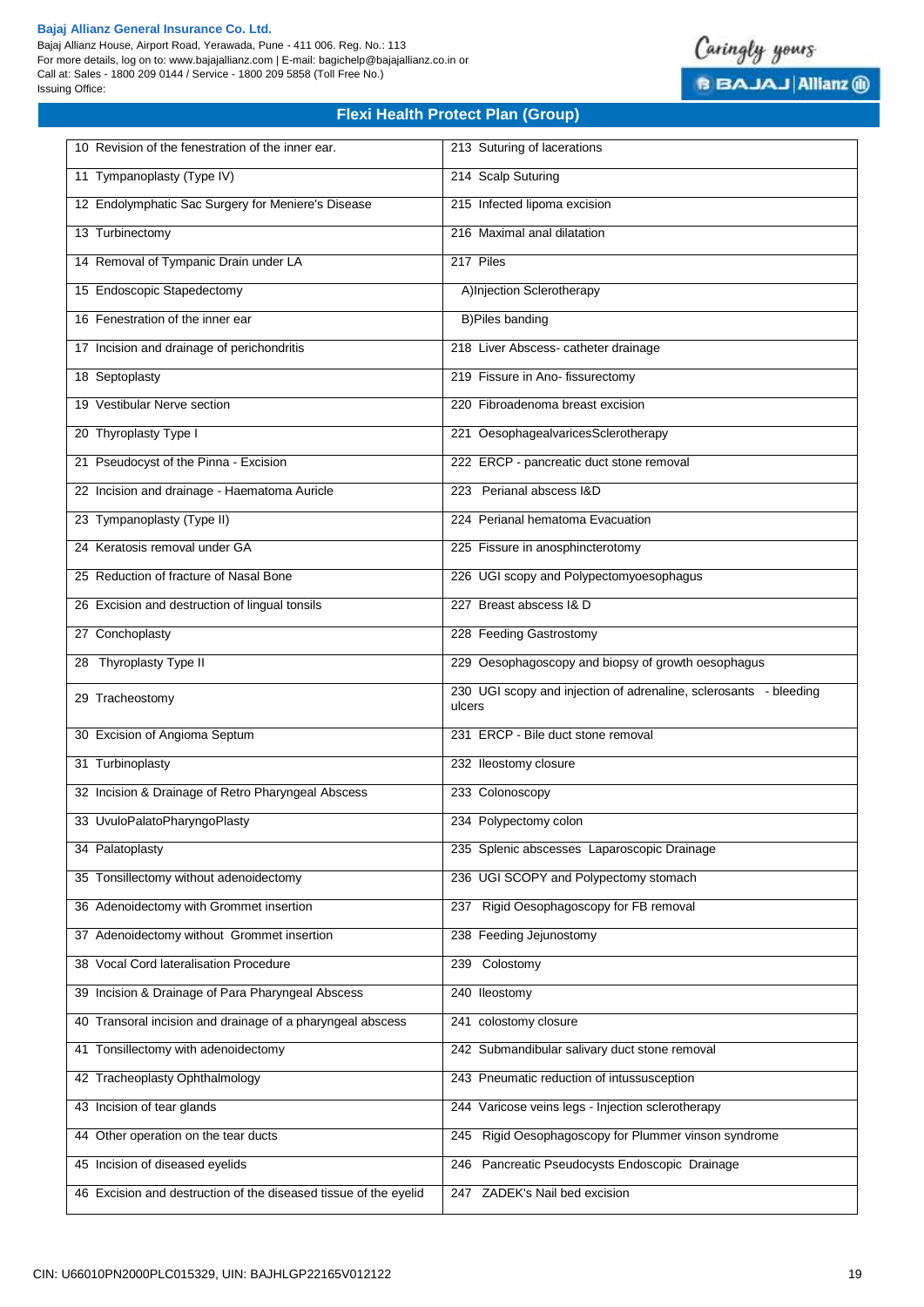## Flexi Health Protect Plan (Group)

| | |
|---|---|
| 10 Revision of the fenestration of the inner ear. | 213 Suturing of lacerations |
| 11 Tympanoplasty (Type IV) | 214 Scalp Suturing |
| 12 Endolymphatic Sac Surgery for Meniere's Disease | 215 Infected lipoma excision |
| 13 Turbinectomy | 216 Maximal anal dilatation |
| 14 Removal of Tympanic Drain under LA | 217 Piles |
| 15 Endoscopic Stapedectomy | A)Injection Sclerotherapy |
| 16 Fenestration of the inner ear | B)Piles banding |
| 17 Incision and drainage of perichondritis | 218 Liver Abscess- catheter drainage |
| 18 Septoplasty | 219 Fissure in Ano- fissurectomy |
| 19 Vestibular Nerve section | 220 Fibroadenoma breast excision |
| 20 Thyroplasty Type I | 221 OesophagealvaricesSclerotherapy |
| 21 Pseudocyst of the Pinna - Excision | 222 ERCP - pancreatic duct stone removal |
| 22 Incision and drainage - Haematoma Auricle | 223 Perianal abscess I&D |
| 23 Tympanoplasty (Type II) | 224 Perianal hematoma Evacuation |
| 24 Keratosis removal under GA | 225 Fissure in anosphincterotomy |
| 25 Reduction of fracture of Nasal Bone | 226 UGI scopy and Polypectomyoesophagus |
| 26 Excision and destruction of lingual tonsils | 227 Breast abscess I& D |
| 27 Conchoplasty | 228 Feeding Gastrostomy |
| 28 Thyroplasty Type II | 229 Oesophagoscopy and biopsy of growth oesophagus |
| 29 Tracheostomy | 230 UGI scopy and injection of adrenaline, sclerosants - bleeding ulcers |
| 30 Excision of Angioma Septum | 231 ERCP - Bile duct stone removal |
| 31 Turbinoplasty | 232 Ileostomy closure |
| 32 Incision & Drainage of Retro Pharyngeal Abscess | 233 Colonoscopy |
| 33 UvuloPalatoPharyngoPlasty | 234 Polypectomy colon |
| 34 Palatoplasty | 235 Splenic abscesses Laparoscopic Drainage |
| 35 Tonsillectomy without adenoidectomy | 236 UGI SCOPY and Polypectomy stomach |
| 36 Adenoidectomy with Grommet insertion | 237 Rigid Oesophagoscopy for FB removal |
| 37 Adenoidectomy without Grommet insertion | 238 Feeding Jejunostomy |
| 38 Vocal Cord lateralisation Procedure | 239 Colostomy |
| 39 Incision & Drainage of Para Pharyngeal Abscess | 240 Ileostomy |
| 40 Transoral incision and drainage of a pharyngeal abscess | 241 colostomy closure |
| 41 Tonsillectomy with adenoidectomy | 242 Submandibular salivary duct stone removal |
| 42 Tracheoplasty Ophthalmology | 243 Pneumatic reduction of intussusception |
| 43 Incision of tear glands | 244 Varicose veins legs - Injection sclerotherapy |
| 44 Other operation on the tear ducts | 245 Rigid Oesophagoscopy for Plummer vinson syndrome |
| 45 Incision of diseased eyelids | 246 Pancreatic Pseudocysts Endoscopic Drainage |
| 46 Excision and destruction of the diseased tissue of the eyelid | 247 ZADEK's Nail bed excision |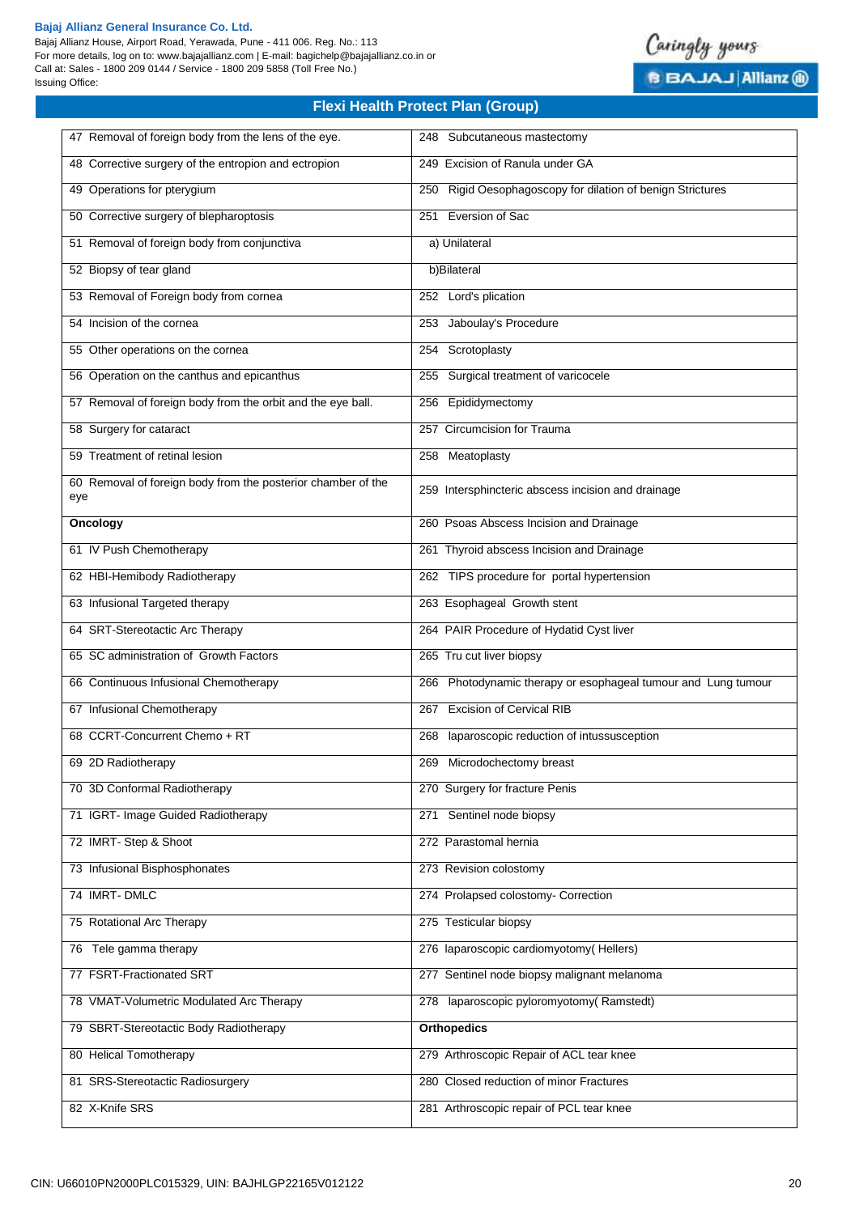## Flexi Health Protect Plan (Group)

| | |
|---|---|
| 47 Removal of foreign body from the lens of the eye. | 248 Subcutaneous mastectomy |
| 48 Corrective surgery of the entropion and ectropion | 249 Excision of Ranula under GA |
| 49 Operations for pterygium | 250 Rigid Oesophagoscopy for dilation of benign Strictures |
| 50 Corrective surgery of blepharoptosis | 251 Eversion of Sac |
| 51 Removal of foreign body from conjunctiva | a) Unilateral |
| 52 Biopsy of tear gland | b)Bilateral |
| 53 Removal of Foreign body from cornea | 252 Lord's plication |
| 54 Incision of the cornea | 253 Jaboulay's Procedure |
| 55 Other operations on the cornea | 254 Scrotoplasty |
| 56 Operation on the canthus and epicanthus | 255 Surgical treatment of varicocele |
| 57 Removal of foreign body from the orbit and the eye ball. | 256 Epididymectomy |
| 58 Surgery for cataract | 257 Circumcision for Trauma |
| 59 Treatment of retinal lesion | 258 Meatoplasty |
| 60 Removal of foreign body from the posterior chamber of the eye | 259 Intersphincteric abscess incision and drainage |
| **Oncology** | 260 Psoas Abscess Incision and Drainage |
| 61 IV Push Chemotherapy | 261 Thyroid abscess Incision and Drainage |
| 62 HBI-Hemibody Radiotherapy | 262 TIPS procedure for portal hypertension |
| 63 Infusional Targeted therapy | 263 Esophageal Growth stent |
| 64 SRT-Stereotactic Arc Therapy | 264 PAIR Procedure of Hydatid Cyst liver |
| 65 SC administration of Growth Factors | 265 Tru cut liver biopsy |
| 66 Continuous Infusional Chemotherapy | 266 Photodynamic therapy or esophageal tumour and Lung tumour |
| 67 Infusional Chemotherapy | 267 Excision of Cervical RIB |
| 68 CCRT-Concurrent Chemo + RT | 268 laparoscopic reduction of intussusception |
| 69 2D Radiotherapy | 269 Microdochectomy breast |
| 70 3D Conformal Radiotherapy | 270 Surgery for fracture Penis |
| 71 IGRT- Image Guided Radiotherapy | 271 Sentinel node biopsy |
| 72 IMRT- Step & Shoot | 272 Parastomal hernia |
| 73 Infusional Bisphosphonates | 273 Revision colostomy |
| 74 IMRT- DMLC | 274 Prolapsed colostomy- Correction |
| 75 Rotational Arc Therapy | 275 Testicular biopsy |
| 76 Tele gamma therapy | 276 laparoscopic cardiomyotomy( Hellers) |
| 77 FSRT-Fractionated SRT | 277 Sentinel node biopsy malignant melanoma |
| 78 VMAT-Volumetric Modulated Arc Therapy | 278 laparoscopic pyloromyotomy( Ramstedt) |
| 79 SBRT-Stereotactic Body Radiotherapy | **Orthopedics** |
| 80 Helical Tomotherapy | 279 Arthroscopic Repair of ACL tear knee |
| 81 SRS-Stereotactic Radiosurgery | 280 Closed reduction of minor Fractures |
| 82 X-Knife SRS | 281 Arthroscopic repair of PCL tear knee |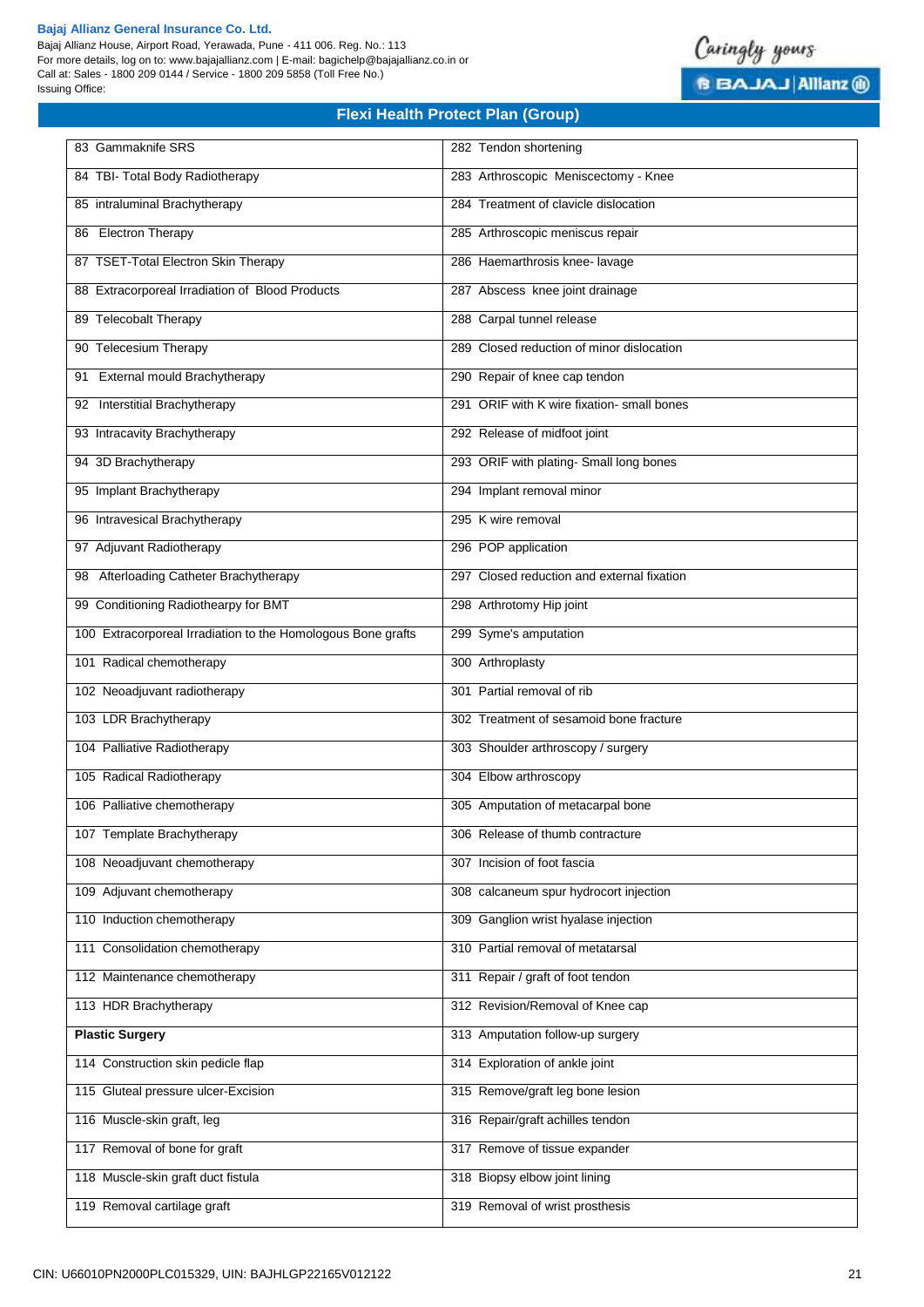## Flexi Health Protect Plan (Group)

| | |
|---|---|
| 83 Gammaknife SRS | 282 Tendon shortening |
| 84 TBI- Total Body Radiotherapy | 283 Arthroscopic Meniscectomy - Knee |
| 85 intraluminal Brachytherapy | 284 Treatment of clavicle dislocation |
| 86 Electron Therapy | 285 Arthroscopic meniscus repair |
| 87 TSET-Total Electron Skin Therapy | 286 Haemarthrosis knee- lavage |
| 88 Extracorporeal Irradiation of Blood Products | 287 Abscess knee joint drainage |
| 89 Telecobalt Therapy | 288 Carpal tunnel release |
| 90 Telecesium Therapy | 289 Closed reduction of minor dislocation |
| 91 External mould Brachytherapy | 290 Repair of knee cap tendon |
| 92 Interstitial Brachytherapy | 291 ORIF with K wire fixation- small bones |
| 93 Intracavity Brachytherapy | 292 Release of midfoot joint |
| 94 3D Brachytherapy | 293 ORIF with plating- Small long bones |
| 95 Implant Brachytherapy | 294 Implant removal minor |
| 96 Intravesical Brachytherapy | 295 K wire removal |
| 97 Adjuvant Radiotherapy | 296 POP application |
| 98 Afterloading Catheter Brachytherapy | 297 Closed reduction and external fixation |
| 99 Conditioning Radiothearpy for BMT | 298 Arthrotomy Hip joint |
| 100 Extracorporeal Irradiation to the Homologous Bone grafts | 299 Syme's amputation |
| 101 Radical chemotherapy | 300 Arthroplasty |
| 102 Neoadjuvant radiotherapy | 301 Partial removal of rib |
| 103 LDR Brachytherapy | 302 Treatment of sesamoid bone fracture |
| 104 Palliative Radiotherapy | 303 Shoulder arthroscopy / surgery |
| 105 Radical Radiotherapy | 304 Elbow arthroscopy |
| 106 Palliative chemotherapy | 305 Amputation of metacarpal bone |
| 107 Template Brachytherapy | 306 Release of thumb contracture |
| 108 Neoadjuvant chemotherapy | 307 Incision of foot fascia |
| 109 Adjuvant chemotherapy | 308 calcaneum spur hydrocort injection |
| 110 Induction chemotherapy | 309 Ganglion wrist hyalase injection |
| 111 Consolidation chemotherapy | 310 Partial removal of metatarsal |
| 112 Maintenance chemotherapy | 311 Repair / graft of foot tendon |
| 113 HDR Brachytherapy | 312 Revision/Removal of Knee cap |
| **Plastic Surgery** | 313 Amputation follow-up surgery |
| 114 Construction skin pedicle flap | 314 Exploration of ankle joint |
| 115 Gluteal pressure ulcer-Excision | 315 Remove/graft leg bone lesion |
| 116 Muscle-skin graft, leg | 316 Repair/graft achilles tendon |
| 117 Removal of bone for graft | 317 Remove of tissue expander |
| 118 Muscle-skin graft duct fistula | 318 Biopsy elbow joint lining |
| 119 Removal cartilage graft | 319 Removal of wrist prosthesis |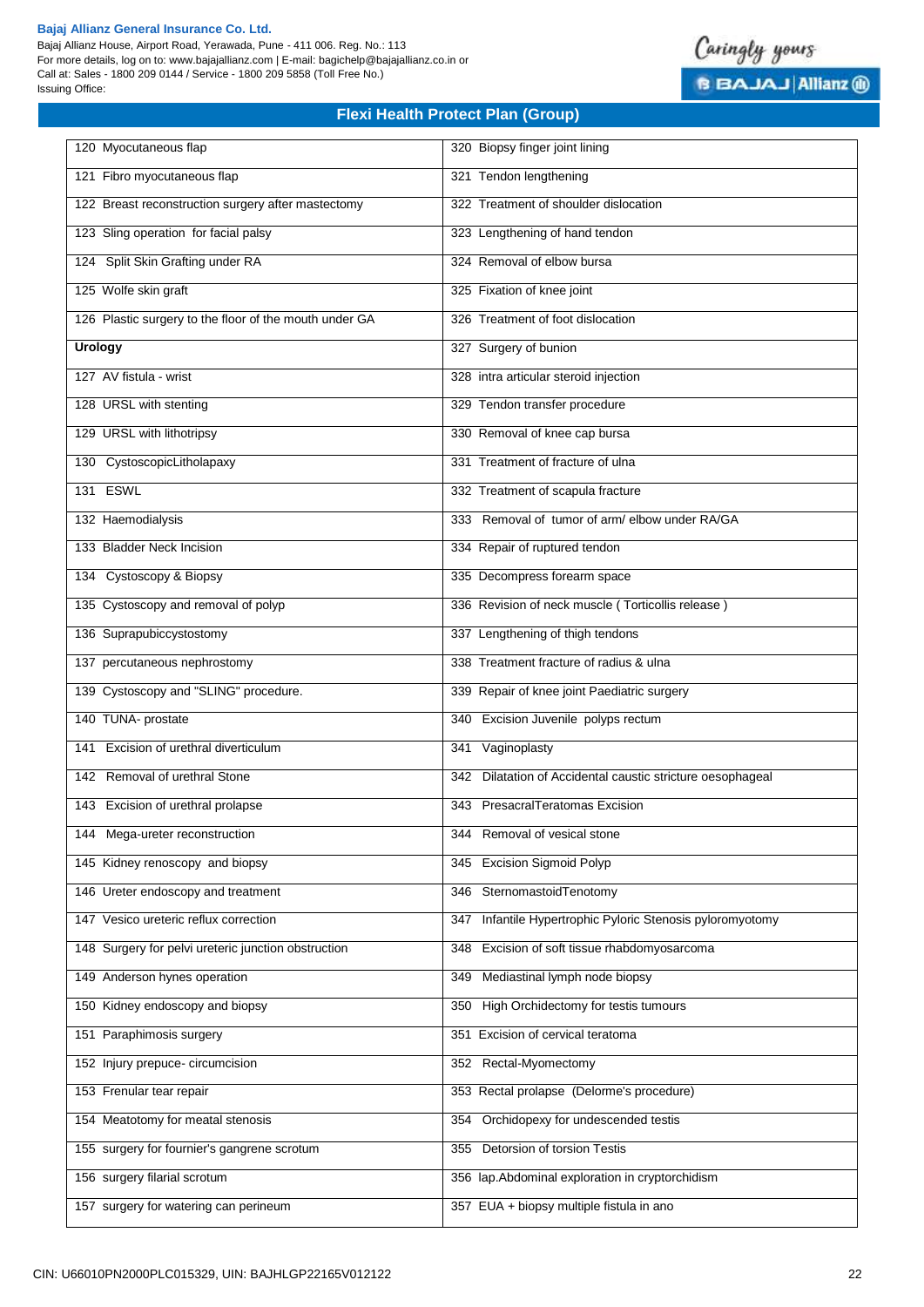## Flexi Health Protect Plan (Group)

| | |
|---|---|
| 120 Myocutaneous flap | 320 Biopsy finger joint lining |
| 121 Fibro myocutaneous flap | 321 Tendon lengthening |
| 122 Breast reconstruction surgery after mastectomy | 322 Treatment of shoulder dislocation |
| 123 Sling operation for facial palsy | 323 Lengthening of hand tendon |
| 124 Split Skin Grafting under RA | 324 Removal of elbow bursa |
| 125 Wolfe skin graft | 325 Fixation of knee joint |
| 126 Plastic surgery to the floor of the mouth under GA | 326 Treatment of foot dislocation |
| **Urology** | 327 Surgery of bunion |
| 127 AV fistula - wrist | 328 intra articular steroid injection |
| 128 URSL with stenting | 329 Tendon transfer procedure |
| 129 URSL with lithotripsy | 330 Removal of knee cap bursa |
| 130 CystoscopicLitholapaxy | 331 Treatment of fracture of ulna |
| 131 ESWL | 332 Treatment of scapula fracture |
| 132 Haemodialysis | 333 Removal of tumor of arm/ elbow under RA/GA |
| 133 Bladder Neck Incision | 334 Repair of ruptured tendon |
| 134 Cystoscopy & Biopsy | 335 Decompress forearm space |
| 135 Cystoscopy and removal of polyp | 336 Revision of neck muscle ( Torticollis release ) |
| 136 Suprapubiccystostomy | 337 Lengthening of thigh tendons |
| 137 percutaneous nephrostomy | 338 Treatment fracture of radius & ulna |
| 139 Cystoscopy and "SLING" procedure. | 339 Repair of knee joint Paediatric surgery |
| 140 TUNA- prostate | 340 Excision Juvenile polyps rectum |
| 141 Excision of urethral diverticulum | 341 Vaginoplasty |
| 142 Removal of urethral Stone | 342 Dilatation of Accidental caustic stricture oesophageal |
| 143 Excision of urethral prolapse | 343 PresacralTeratomas Excision |
| 144 Mega-ureter reconstruction | 344 Removal of vesical stone |
| 145 Kidney renoscopy and biopsy | 345 Excision Sigmoid Polyp |
| 146 Ureter endoscopy and treatment | 346 SternomastoidTenotomy |
| 147 Vesico ureteric reflux correction | 347 Infantile Hypertrophic Pyloric Stenosis pyloromyotomy |
| 148 Surgery for pelvi ureteric junction obstruction | 348 Excision of soft tissue rhabdomyosarcoma |
| 149 Anderson hynes operation | 349 Mediastinal lymph node biopsy |
| 150 Kidney endoscopy and biopsy | 350 High Orchidectomy for testis tumours |
| 151 Paraphimosis surgery | 351 Excision of cervical teratoma |
| 152 Injury prepuce- circumcision | 352 Rectal-Myomectomy |
| 153 Frenular tear repair | 353 Rectal prolapse (Delorme's procedure) |
| 154 Meatotomy for meatal stenosis | 354 Orchidopexy for undescended testis |
| 155 surgery for fournier's gangrene scrotum | 355 Detorsion of torsion Testis |
| 156 surgery filarial scrotum | 356 lap.Abdominal exploration in cryptorchidism |
| 157 surgery for watering can perineum | 357 EUA + biopsy multiple fistula in ano |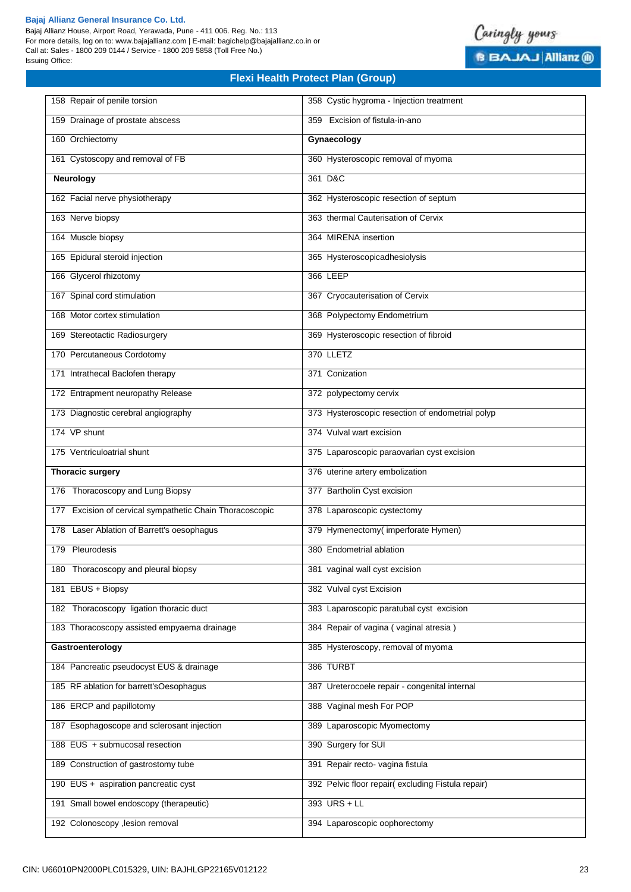## Flexi Health Protect Plan (Group)

| | |
|---|---|
| 158 Repair of penile torsion | 358 Cystic hygroma - Injection treatment |
| 159 Drainage of prostate abscess | 359 Excision of fistula-in-ano |
| 160 Orchiectomy | **Gynaecology** |
| 161 Cystoscopy and removal of FB | 360 Hysteroscopic removal of myoma |
| **Neurology** | 361 D&C |
| 162 Facial nerve physiotherapy | 362 Hysteroscopic resection of septum |
| 163 Nerve biopsy | 363 thermal Cauterisation of Cervix |
| 164 Muscle biopsy | 364 MIRENA insertion |
| 165 Epidural steroid injection | 365 Hysteroscopicadhesiolysis |
| 166 Glycerol rhizotomy | 366 LEEP |
| 167 Spinal cord stimulation | 367 Cryocauterisation of Cervix |
| 168 Motor cortex stimulation | 368 Polypectomy Endometrium |
| 169 Stereotactic Radiosurgery | 369 Hysteroscopic resection of fibroid |
| 170 Percutaneous Cordotomy | 370 LLETZ |
| 171 Intrathecal Baclofen therapy | 371 Conization |
| 172 Entrapment neuropathy Release | 372 polypectomy cervix |
| 173 Diagnostic cerebral angiography | 373 Hysteroscopic resection of endometrial polyp |
| 174 VP shunt | 374 Vulval wart excision |
| 175 Ventriculoatrial shunt | 375 Laparoscopic paraovarian cyst excision |
| **Thoracic surgery** | 376 uterine artery embolization |
| 176 Thoracoscopy and Lung Biopsy | 377 Bartholin Cyst excision |
| 177 Excision of cervical sympathetic Chain Thoracoscopic | 378 Laparoscopic cystectomy |
| 178 Laser Ablation of Barrett's oesophagus | 379 Hymenectomy( imperforate Hymen) |
| 179 Pleurodesis | 380 Endometrial ablation |
| 180 Thoracoscopy and pleural biopsy | 381 vaginal wall cyst excision |
| 181 EBUS + Biopsy | 382 Vulval cyst Excision |
| 182 Thoracoscopy ligation thoracic duct | 383 Laparoscopic paratubal cyst excision |
| 183 Thoracoscopy assisted empyaema drainage | 384 Repair of vagina ( vaginal atresia ) |
| **Gastroenterology** | 385 Hysteroscopy, removal of myoma |
| 184 Pancreatic pseudocyst EUS & drainage | 386 TURBT |
| 185 RF ablation for barrett'sOesophagus | 387 Ureterocoele repair - congenital internal |
| 186 ERCP and papillotomy | 388 Vaginal mesh For POP |
| 187 Esophagoscope and sclerosant injection | 389 Laparoscopic Myomectomy |
| 188 EUS + submucosal resection | 390 Surgery for SUI |
| 189 Construction of gastrostomy tube | 391 Repair recto- vagina fistula |
| 190 EUS + aspiration pancreatic cyst | 392 Pelvic floor repair( excluding Fistula repair) |
| 191 Small bowel endoscopy (therapeutic) | 393 URS + LL |
| 192 Colonoscopy ,lesion removal | 394 Laparoscopic oophorectomy |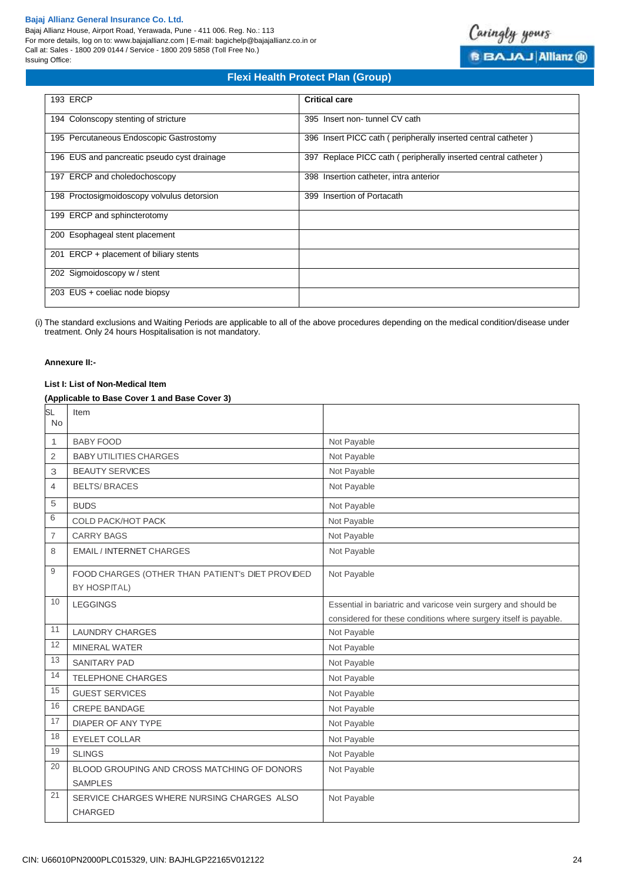| 193 ERCP | Critical care |
|---|---|
| 194 Colonscopy stenting of stricture | 395 Insert non- tunnel CV cath |
| 195 Percutaneous Endoscopic Gastrostomy | 396 Insert PICC cath ( peripherally inserted central catheter ) |
| 196 EUS and pancreatic pseudo cyst drainage | 397 Replace PICC cath ( peripherally inserted central catheter ) |
| 197 ERCP and choledochoscopy | 398 Insertion catheter, intra anterior |
| 198 Proctosigmoidoscopy volvulus detorsion | 399 Insertion of Portacath |
| 199 ERCP and sphincterotomy | |
| 200 Esophageal stent placement | |
| 201 ERCP + placement of biliary stents | |
| 202 Sigmoidoscopy w / stent | |
| 203 EUS + coeliac node biopsy | |

(i) The standard exclusions and Waiting Periods are applicable to all of the above procedures depending on the medical condition/disease under treatment. Only 24 hours Hospitalisation is not mandatory.

**Annexure II:-**

**List I: List of Non-Medical Item**

**(Applicable to Base Cover 1 and Base Cover 3)**

| SL No | Item | |
|---|---|---|
| 1 | BABY FOOD | Not Payable |
| 2 | BABY UTILITIES CHARGES | Not Payable |
| 3 | BEAUTY SERVICES | Not Payable |
| 4 | BELTS/ BRACES | Not Payable |
| 5 | BUDS | Not Payable |
| 6 | COLD PACK/HOT PACK | Not Payable |
| 7 | CARRY BAGS | Not Payable |
| 8 | EMAIL / INTERNET CHARGES | Not Payable |
| 9 | FOOD CHARGES (OTHER THAN PATIENT's DIET PROVIDED BY HOSPITAL) | Not Payable |
| 10 | LEGGINGS | Essential in bariatric and varicose vein surgery and should be considered for these conditions where surgery itself is payable. |
| 11 | LAUNDRY CHARGES | Not Payable |
| 12 | MINERAL WATER | Not Payable |
| 13 | SANITARY PAD | Not Payable |
| 14 | TELEPHONE CHARGES | Not Payable |
| 15 | GUEST SERVICES | Not Payable |
| 16 | CREPE BANDAGE | Not Payable |
| 17 | DIAPER OF ANY TYPE | Not Payable |
| 18 | EYELET COLLAR | Not Payable |
| 19 | SLINGS | Not Payable |
| 20 | BLOOD GROUPING AND CROSS MATCHING OF DONORS SAMPLES | Not Payable |
| 21 | SERVICE CHARGES WHERE NURSING CHARGES ALSO CHARGED | Not Payable |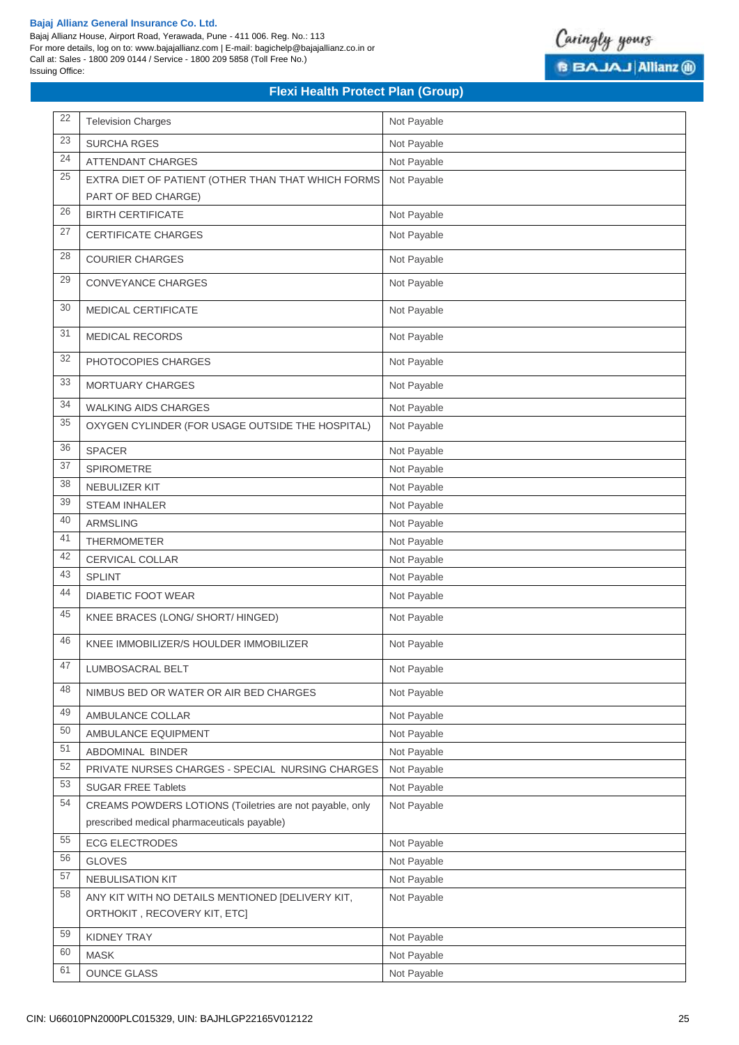| 22 | Television Charges | Not Payable |
|---|---|---|
| 23 | SURCHA RGES | Not Payable |
| 24 | ATTENDANT CHARGES | Not Payable |
| 25 | EXTRA DIET OF PATIENT (OTHER THAN THAT WHICH FORMS PART OF BED CHARGE) | Not Payable |
| 26 | BIRTH CERTIFICATE | Not Payable |
| 27 | CERTIFICATE CHARGES | Not Payable |
| 28 | COURIER CHARGES | Not Payable |
| 29 | CONVEYANCE CHARGES | Not Payable |
| 30 | MEDICAL CERTIFICATE | Not Payable |
| 31 | MEDICAL RECORDS | Not Payable |
| 32 | PHOTOCOPIES CHARGES | Not Payable |
| 33 | MORTUARY CHARGES | Not Payable |
| 34 | WALKING AIDS CHARGES | Not Payable |
| 35 | OXYGEN CYLINDER (FOR USAGE OUTSIDE THE HOSPITAL) | Not Payable |
| 36 | SPACER | Not Payable |
| 37 | SPIROMETRE | Not Payable |
| 38 | NEBULIZER KIT | Not Payable |
| 39 | STEAM INHALER | Not Payable |
| 40 | ARMSLING | Not Payable |
| 41 | THERMOMETER | Not Payable |
| 42 | CERVICAL COLLAR | Not Payable |
| 43 | SPLINT | Not Payable |
| 44 | DIABETIC FOOT WEAR | Not Payable |
| 45 | KNEE BRACES (LONG/ SHORT/ HINGED) | Not Payable |
| 46 | KNEE IMMOBILIZER/S HOULDER IMMOBILIZER | Not Payable |
| 47 | LUMBOSACRAL BELT | Not Payable |
| 48 | NIMBUS BED OR WATER OR AIR BED CHARGES | Not Payable |
| 49 | AMBULANCE COLLAR | Not Payable |
| 50 | AMBULANCE EQUIPMENT | Not Payable |
| 51 | ABDOMINAL BINDER | Not Payable |
| 52 | PRIVATE NURSES CHARGES - SPECIAL NURSING CHARGES | Not Payable |
| 53 | SUGAR FREE Tablets | Not Payable |
| 54 | CREAMS POWDERS LOTIONS (Toiletries are not payable, only prescribed medical pharmaceuticals payable) | Not Payable |
| 55 | ECG ELECTRODES | Not Payable |
| 56 | GLOVES | Not Payable |
| 57 | NEBULISATION KIT | Not Payable |
| 58 | ANY KIT WITH NO DETAILS MENTIONED [DELIVERY KIT, ORTHOKIT , RECOVERY KIT, ETC] | Not Payable |
| 59 | KIDNEY TRAY | Not Payable |
| 60 | MASK | Not Payable |
| 61 | OUNCE GLASS | Not Payable |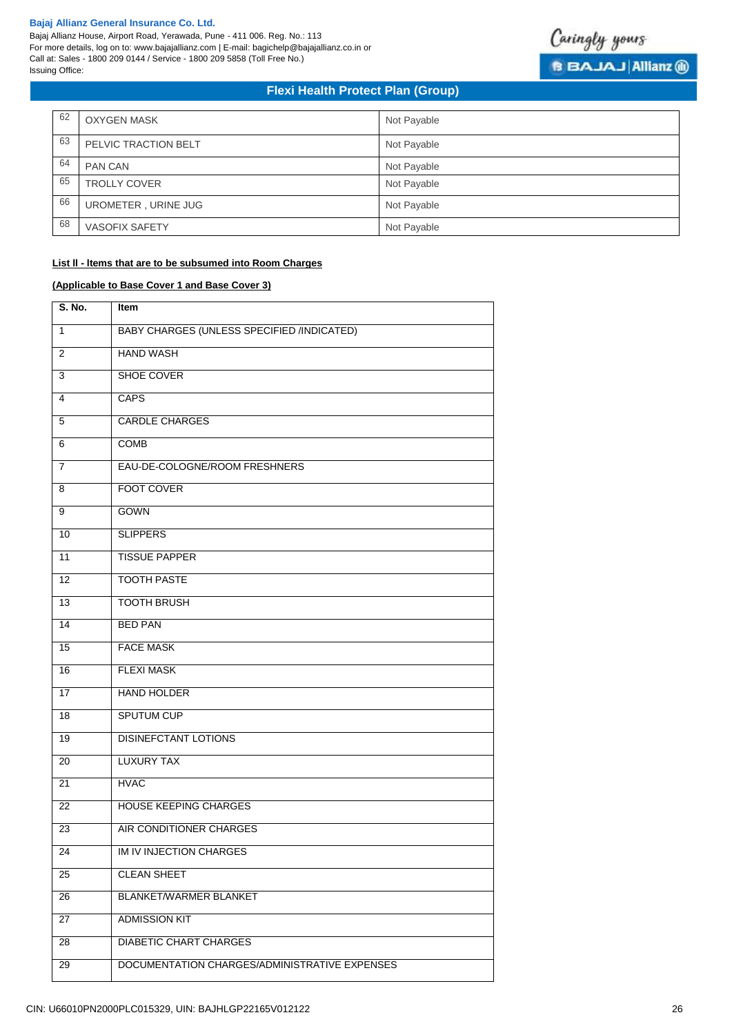| | | |
|---|---|---|
| 62 | OXYGEN MASK | Not Payable |
| 63 | PELVIC TRACTION BELT | Not Payable |
| 64 | PAN CAN | Not Payable |
| 65 | TROLLY COVER | Not Payable |
| 66 | UROMETER , URINE JUG | Not Payable |
| 68 | VASOFIX SAFETY | Not Payable |

**List II - Items that are to be subsumed into Room Charges**

**(Applicable to Base Cover 1 and Base Cover 3)**

| S. No. | Item |
|---|---|
| 1 | BABY CHARGES (UNLESS SPECIFIED /INDICATED) |
| 2 | HAND WASH |
| 3 | SHOE COVER |
| 4 | CAPS |
| 5 | CARDLE CHARGES |
| 6 | COMB |
| 7 | EAU-DE-COLOGNE/ROOM FRESHNERS |
| 8 | FOOT COVER |
| 9 | GOWN |
| 10 | SLIPPERS |
| 11 | TISSUE PAPPER |
| 12 | TOOTH PASTE |
| 13 | TOOTH BRUSH |
| 14 | BED PAN |
| 15 | FACE MASK |
| 16 | FLEXI MASK |
| 17 | HAND HOLDER |
| 18 | SPUTUM CUP |
| 19 | DISINEFCTANT LOTIONS |
| 20 | LUXURY TAX |
| 21 | HVAC |
| 22 | HOUSE KEEPING CHARGES |
| 23 | AIR CONDITIONER CHARGES |
| 24 | IM IV INJECTION CHARGES |
| 25 | CLEAN SHEET |
| 26 | BLANKET/WARMER BLANKET |
| 27 | ADMISSION KIT |
| 28 | DIABETIC CHART CHARGES |
| 29 | DOCUMENTATION CHARGES/ADMINISTRATIVE EXPENSES |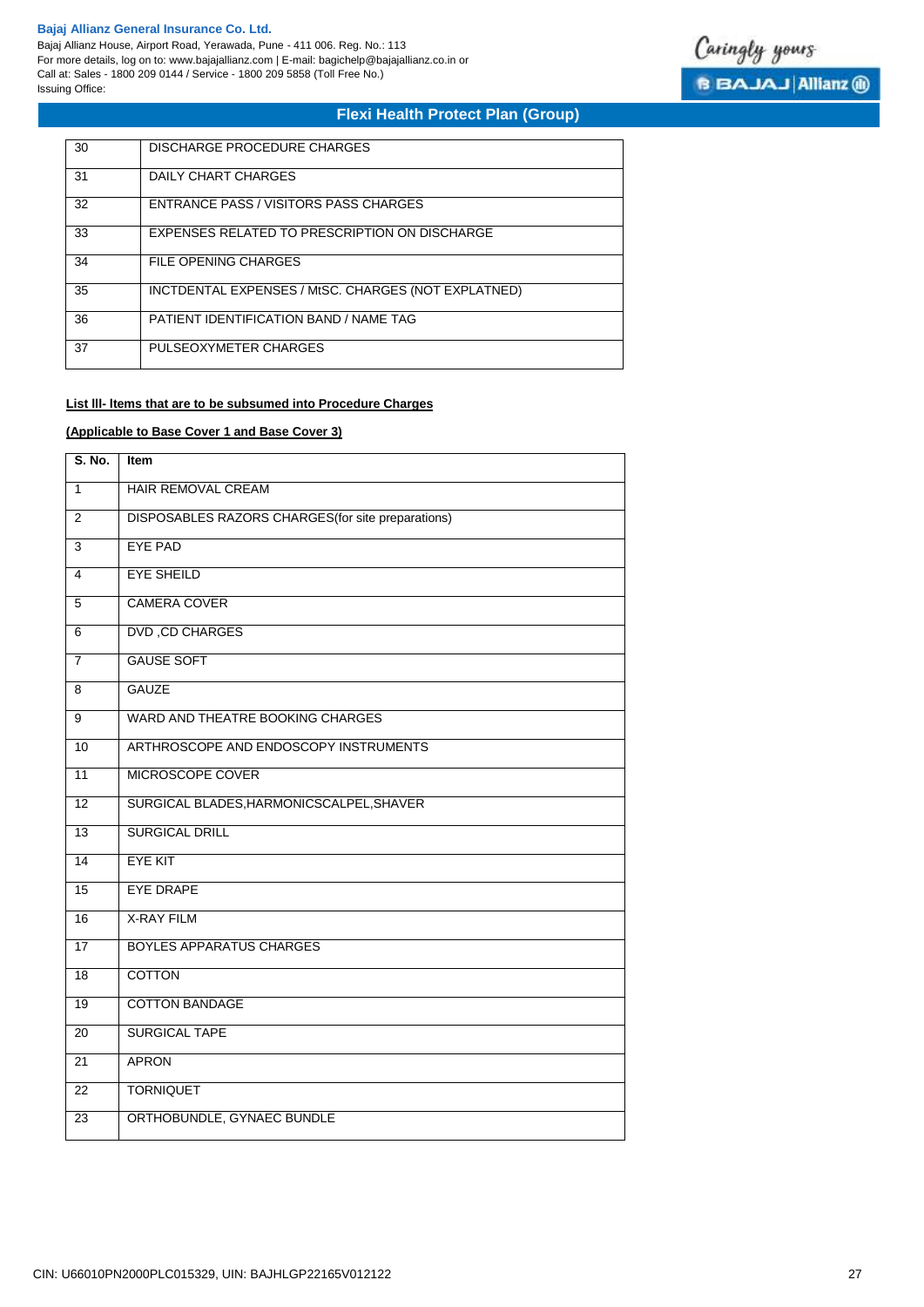| 30 | DISCHARGE PROCEDURE CHARGES |
|---|---|
| 31 | DAILY CHART CHARGES |
| 32 | ENTRANCE PASS / VISITORS PASS CHARGES |
| 33 | EXPENSES RELATED TO PRESCRIPTION ON DISCHARGE |
| 34 | FILE OPENING CHARGES |
| 35 | INCTDENTAL EXPENSES / MtSC. CHARGES (NOT EXPLATNED) |
| 36 | PATIENT IDENTIFICATION BAND / NAME TAG |
| 37 | PULSEOXYMETER CHARGES |

**List lll- Items that are to be subsumed into Procedure Charges**

**(Applicable to Base Cover 1 and Base Cover 3)**

| S. No. | Item |
|---|---|
| 1 | HAIR REMOVAL CREAM |
| 2 | DISPOSABLES RAZORS CHARGES(for site preparations) |
| 3 | EYE PAD |
| 4 | EYE SHEILD |
| 5 | CAMERA COVER |
| 6 | DVD ,CD CHARGES |
| 7 | GAUSE SOFT |
| 8 | GAUZE |
| 9 | WARD AND THEATRE BOOKING CHARGES |
| 10 | ARTHROSCOPE AND ENDOSCOPY INSTRUMENTS |
| 11 | MICROSCOPE COVER |
| 12 | SURGICAL BLADES,HARMONICSCALPEL,SHAVER |
| 13 | SURGICAL DRILL |
| 14 | EYE KIT |
| 15 | EYE DRAPE |
| 16 | X-RAY FILM |
| 17 | BOYLES APPARATUS CHARGES |
| 18 | COTTON |
| 19 | COTTON BANDAGE |
| 20 | SURGICAL TAPE |
| 21 | APRON |
| 22 | TORNIQUET |
| 23 | ORTHOBUNDLE, GYNAEC BUNDLE |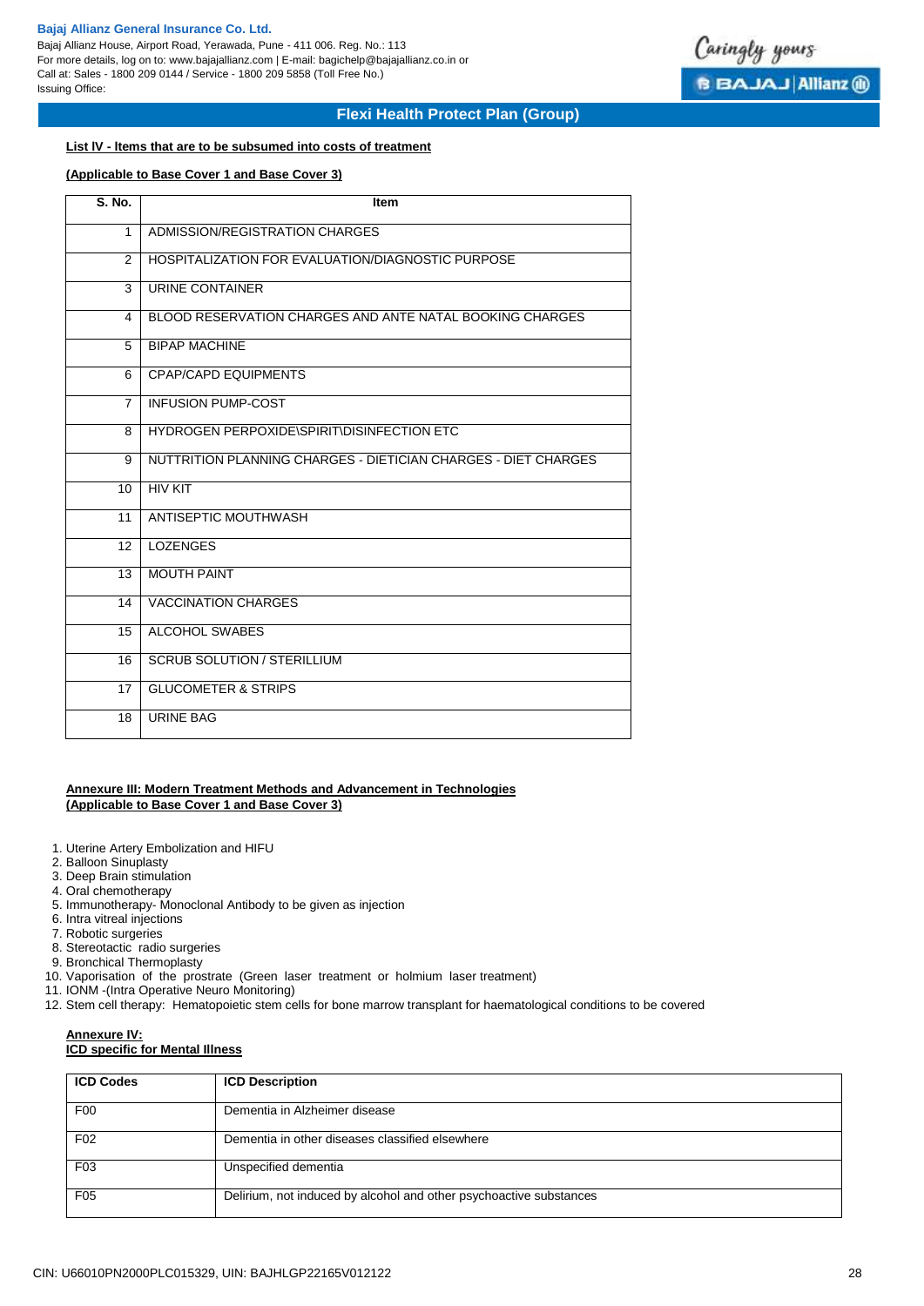**List IV - Items that are to be subsumed into costs of treatment**

**(Applicable to Base Cover 1 and Base Cover 3)**

| S. No. | Item |
|---|---|
| 1 | ADMISSION/REGISTRATION CHARGES |
| 2 | HOSPITALIZATION FOR EVALUATION/DIAGNOSTIC PURPOSE |
| 3 | URINE CONTAINER |
| 4 | BLOOD RESERVATION CHARGES AND ANTE NATAL BOOKING CHARGES |
| 5 | BIPAP MACHINE |
| 6 | CPAP/CAPD EQUIPMENTS |
| 7 | INFUSION PUMP-COST |
| 8 | HYDROGEN PERPOXIDE\SPIRIT\DISINFECTION ETC |
| 9 | NUTTRITION PLANNING CHARGES - DIETICIAN CHARGES - DIET CHARGES |
| 10 | HIV KIT |
| 11 | ANTISEPTIC MOUTHWASH |
| 12 | LOZENGES |
| 13 | MOUTH PAINT |
| 14 | VACCINATION CHARGES |
| 15 | ALCOHOL SWABES |
| 16 | SCRUB SOLUTION / STERILLIUM |
| 17 | GLUCOMETER & STRIPS |
| 18 | URINE BAG |

**Annexure III: Modern Treatment Methods and Advancement in Technologies**
**(Applicable to Base Cover 1 and Base Cover 3)**

1. Uterine Artery Embolization and HIFU
2. Balloon Sinuplasty
3. Deep Brain stimulation
4. Oral chemotherapy
5. Immunotherapy- Monoclonal Antibody to be given as injection
6. Intra vitreal injections
7. Robotic surgeries
8. Stereotactic radio surgeries
9. Bronchical Thermoplasty
10. Vaporisation of the prostrate (Green laser treatment or holmium laser treatment)
11. IONM -(Intra Operative Neuro Monitoring)
12. Stem cell therapy: Hematopoietic stem cells for bone marrow transplant for haematological conditions to be covered

**Annexure IV:**
**ICD specific for Mental Illness**

| ICD Codes | ICD Description |
|---|---|
| F00 | Dementia in Alzheimer disease |
| F02 | Dementia in other diseases classified elsewhere |
| F03 | Unspecified dementia |
| F05 | Delirium, not induced by alcohol and other psychoactive substances |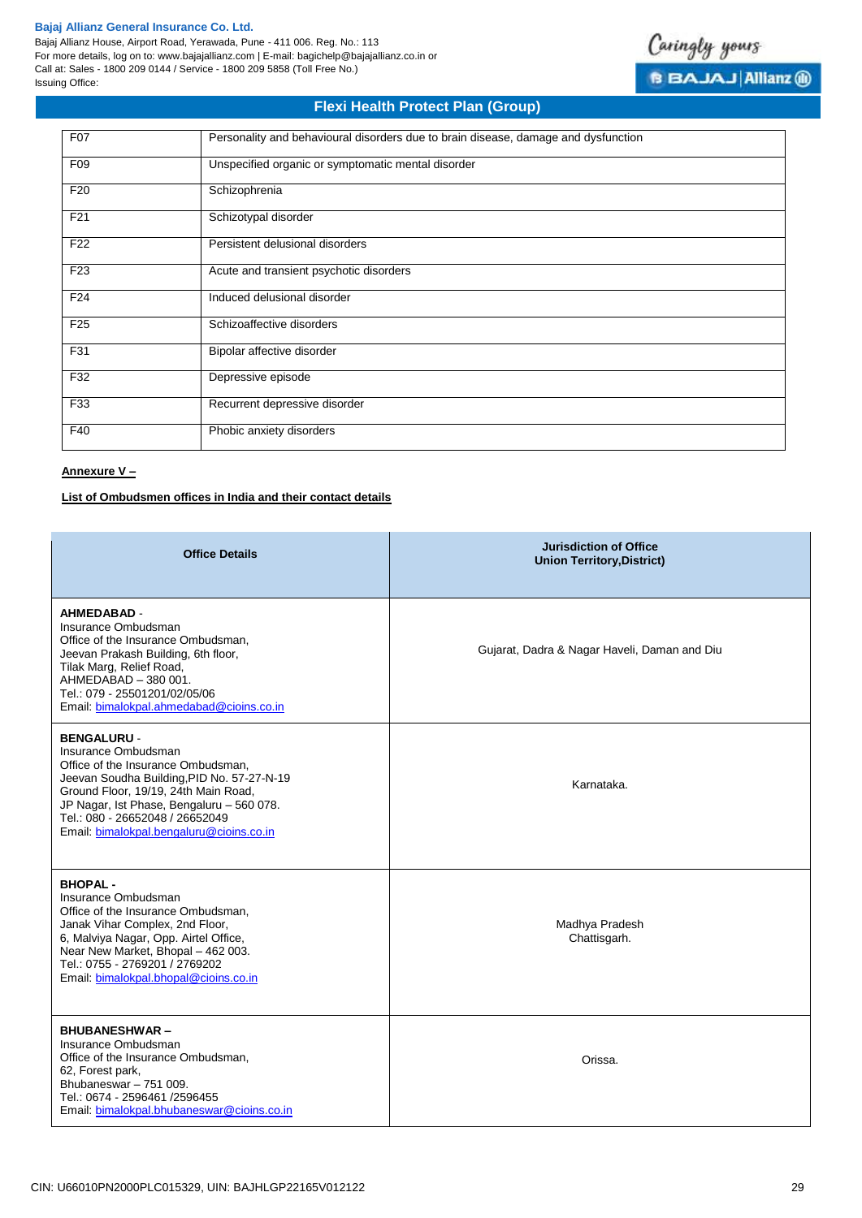| F07 | Personality and behavioural disorders due to brain disease, damage and dysfunction |
|---|---|
| F09 | Unspecified organic or symptomatic mental disorder |
| F20 | Schizophrenia |
| F21 | Schizotypal disorder |
| F22 | Persistent delusional disorders |
| F23 | Acute and transient psychotic disorders |
| F24 | Induced delusional disorder |
| F25 | Schizoaffective disorders |
| F31 | Bipolar affective disorder |
| F32 | Depressive episode |
| F33 | Recurrent depressive disorder |
| F40 | Phobic anxiety disorders |

**Annexure V –**

**List of Ombudsmen offices in India and their contact details**

| Office Details | Jurisdiction of Office Union Territory,District) |
|---|---|
| **AHMEDABAD** - Insurance Ombudsman Office of the Insurance Ombudsman, Jeevan Prakash Building, 6th floor, Tilak Marg, Relief Road, AHMEDABAD – 380 001. Tel.: 079 - 25501201/02/05/06 Email: bimalokpal.ahmedabad@cioins.co.in | Gujarat, Dadra & Nagar Haveli, Daman and Diu |
| **BENGALURU** - Insurance Ombudsman Office of the Insurance Ombudsman, Jeevan Soudha Building,PID No. 57-27-N-19 Ground Floor, 19/19, 24th Main Road, JP Nagar, Ist Phase, Bengaluru – 560 078. Tel.: 080 - 26652048 / 26652049 Email: bimalokpal.bengaluru@cioins.co.in | Karnataka. |
| **BHOPAL** - Insurance Ombudsman Office of the Insurance Ombudsman, Janak Vihar Complex, 2nd Floor, 6, Malviya Nagar, Opp. Airtel Office, Near New Market, Bhopal – 462 003. Tel.: 0755 - 2769201 / 2769202 Email: bimalokpal.bhopal@cioins.co.in | Madhya Pradesh Chattisgarh. |
| **BHUBANESHWAR** – Insurance Ombudsman Office of the Insurance Ombudsman, 62, Forest park, Bhubaneswar – 751 009. Tel.: 0674 - 2596461 /2596455 Email: bimalokpal.bhubaneswar@cioins.co.in | Orissa. |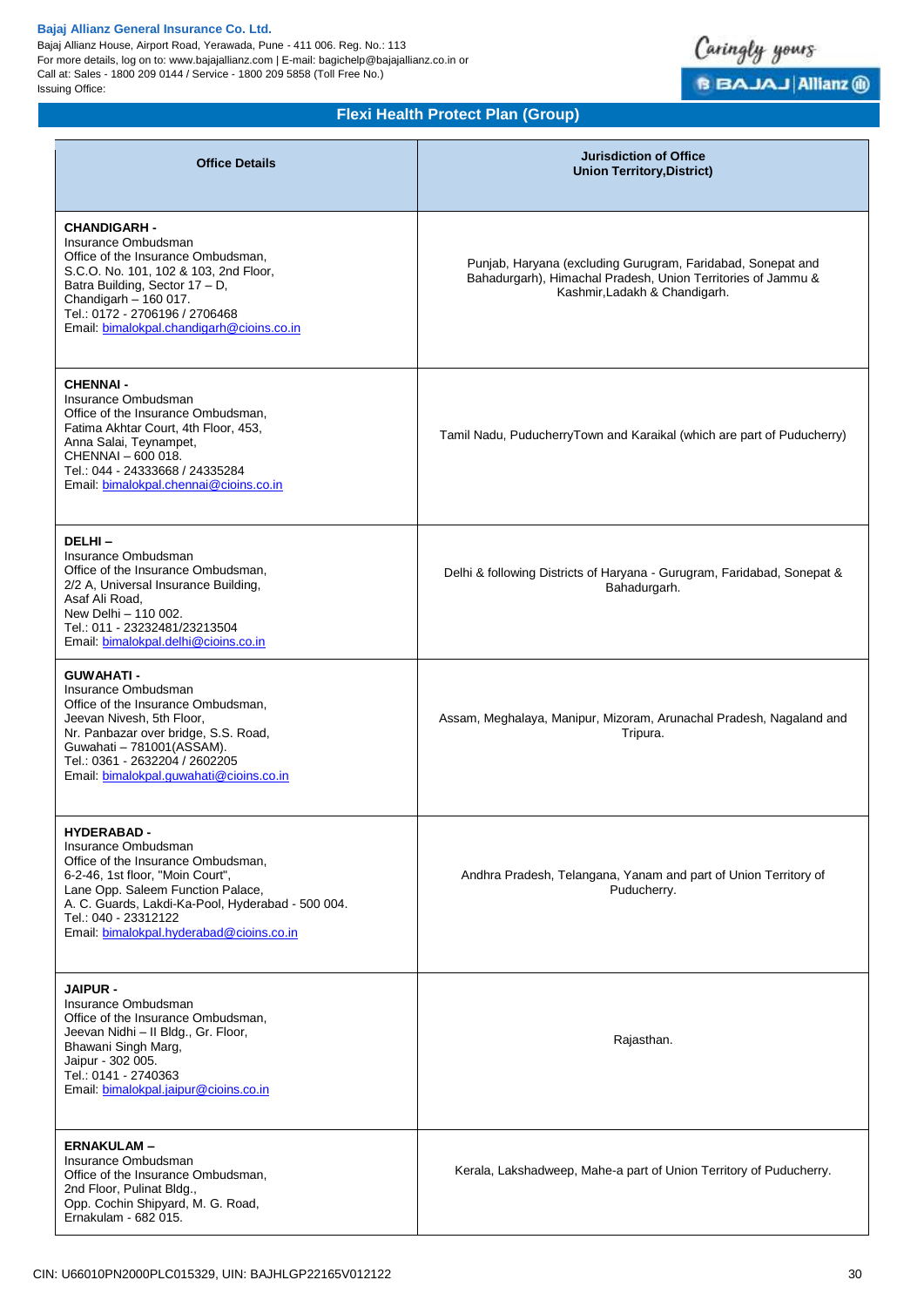| Office Details | Jurisdiction of Office Union Territory,District) |
|---|---|
| **CHANDIGARH -**<br>Insurance Ombudsman<br>Office of the Insurance Ombudsman,<br>S.C.O. No. 101, 102 & 103, 2nd Floor,<br>Batra Building, Sector 17 – D,<br>Chandigarh – 160 017.<br>Tel.: 0172 - 2706196 / 2706468<br>Email: bimalokpal.chandigarh@cioins.co.in | Punjab, Haryana (excluding Gurugram, Faridabad, Sonepat and Bahadurgarh), Himachal Pradesh, Union Territories of Jammu & Kashmir,Ladakh & Chandigarh. |
| **CHENNAI -**<br>Insurance Ombudsman<br>Office of the Insurance Ombudsman,<br>Fatima Akhtar Court, 4th Floor, 453,<br>Anna Salai, Teynampet,<br>CHENNAI – 600 018.<br>Tel.: 044 - 24333668 / 24335284<br>Email: bimalokpal.chennai@cioins.co.in | Tamil Nadu, PuducherryTown and Karaikal (which are part of Puducherry) |
| **DELHI –**<br>Insurance Ombudsman<br>Office of the Insurance Ombudsman,<br>2/2 A, Universal Insurance Building,<br>Asaf Ali Road,<br>New Delhi – 110 002.<br>Tel.: 011 - 23232481/23213504<br>Email: bimalokpal.delhi@cioins.co.in | Delhi & following Districts of Haryana - Gurugram, Faridabad, Sonepat & Bahadurgarh. |
| **GUWAHATI -**<br>Insurance Ombudsman<br>Office of the Insurance Ombudsman,<br>Jeevan Nivesh, 5th Floor,<br>Nr. Panbazar over bridge, S.S. Road,<br>Guwahati – 781001(ASSAM).<br>Tel.: 0361 - 2632204 / 2602205<br>Email: bimalokpal.guwahati@cioins.co.in | Assam, Meghalaya, Manipur, Mizoram, Arunachal Pradesh, Nagaland and Tripura. |
| **HYDERABAD -**<br>Insurance Ombudsman<br>Office of the Insurance Ombudsman,<br>6-2-46, 1st floor, "Moin Court",<br>Lane Opp. Saleem Function Palace,<br>A. C. Guards, Lakdi-Ka-Pool, Hyderabad - 500 004.<br>Tel.: 040 - 23312122<br>Email: bimalokpal.hyderabad@cioins.co.in | Andhra Pradesh, Telangana, Yanam and part of Union Territory of Puducherry. |
| **JAIPUR -**<br>Insurance Ombudsman<br>Office of the Insurance Ombudsman,<br>Jeevan Nidhi – II Bldg., Gr. Floor,<br>Bhawani Singh Marg,<br>Jaipur - 302 005.<br>Tel.: 0141 - 2740363<br>Email: bimalokpal.jaipur@cioins.co.in | Rajasthan. |
| **ERNAKULAM –**<br>Insurance Ombudsman<br>Office of the Insurance Ombudsman,<br>2nd Floor, Pulinat Bldg.,<br>Opp. Cochin Shipyard, M. G. Road,<br>Ernakulam - 682 015. | Kerala, Lakshadweep, Mahe-a part of Union Territory of Puducherry. |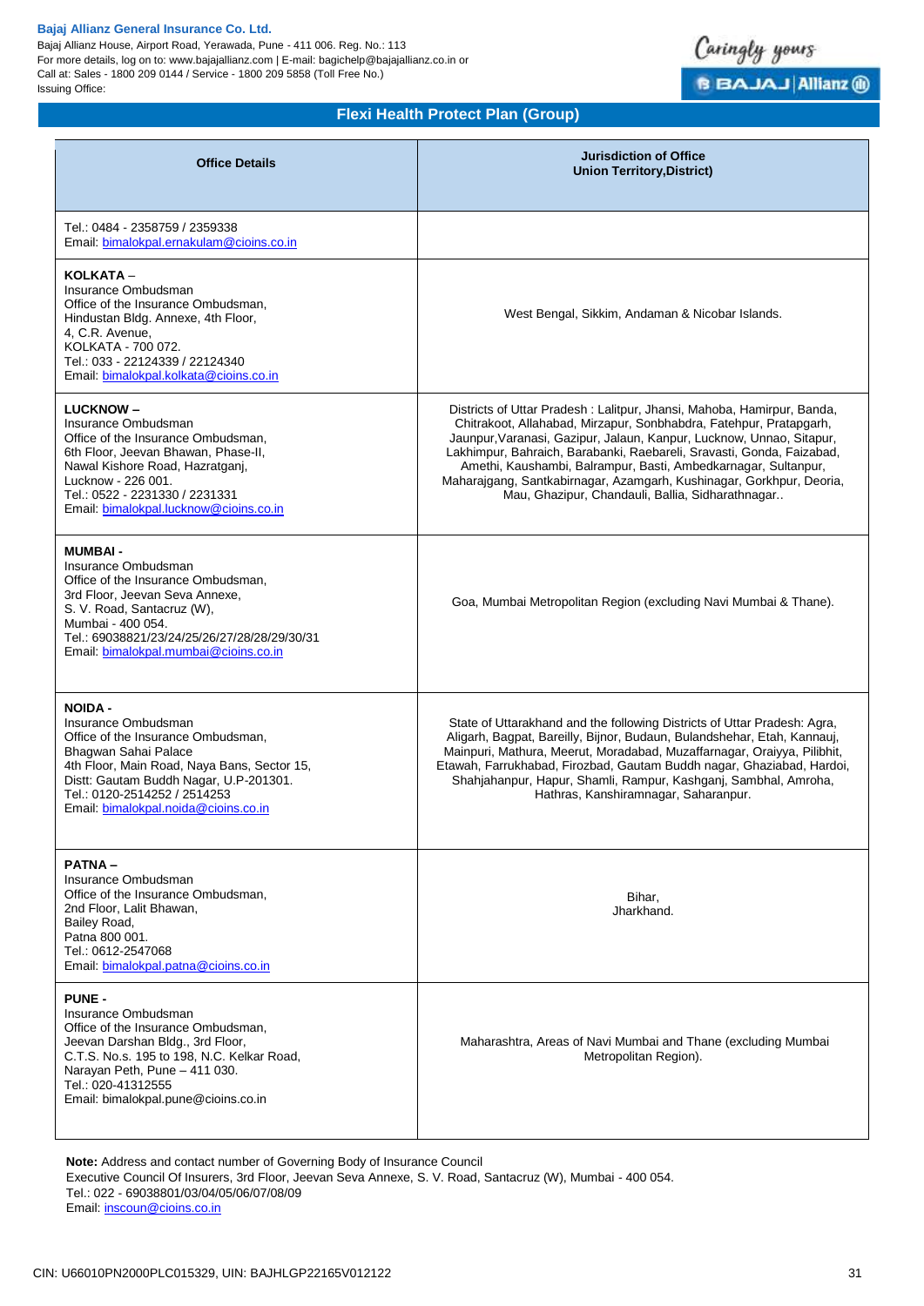| Office Details | Jurisdiction of Office Union Territory,District) |
|---|---|
| Tel.: 0484 - 2358759 / 2359338<br>Email: bimalokpal.ernakulam@cioins.co.in | |
| **KOLKATA** –<br>Insurance Ombudsman<br>Office of the Insurance Ombudsman,<br>Hindustan Bldg. Annexe, 4th Floor,<br>4, C.R. Avenue,<br>KOLKATA - 700 072.<br>Tel.: 033 - 22124339 / 22124340<br>Email: bimalokpal.kolkata@cioins.co.in | West Bengal, Sikkim, Andaman & Nicobar Islands. |
| **LUCKNOW** –<br>Insurance Ombudsman<br>Office of the Insurance Ombudsman,<br>6th Floor, Jeevan Bhawan, Phase-II,<br>Nawal Kishore Road, Hazratganj,<br>Lucknow - 226 001.<br>Tel.: 0522 - 2231330 / 2231331<br>Email: bimalokpal.lucknow@cioins.co.in | Districts of Uttar Pradesh : Lalitpur, Jhansi, Mahoba, Hamirpur, Banda, Chitrakoot, Allahabad, Mirzapur, Sonbhabdra, Fatehpur, Pratapgarh, Jaunpur,Varanasi, Gazipur, Jalaun, Kanpur, Lucknow, Unnao, Sitapur, Lakhimpur, Bahraich, Barabanki, Raebareli, Sravasti, Gonda, Faizabad, Amethi, Kaushambi, Balrampur, Basti, Ambedkarnagar, Sultanpur, Maharajgang, Santkabirnagar, Azamgarh, Kushinagar, Gorkhpur, Deoria, Mau, Ghazipur, Chandauli, Ballia, Sidharathnagar.. |
| **MUMBAI** -<br>Insurance Ombudsman<br>Office of the Insurance Ombudsman,<br>3rd Floor, Jeevan Seva Annexe,<br>S. V. Road, Santacruz (W),<br>Mumbai - 400 054.<br>Tel.: 69038821/23/24/25/26/27/28/28/29/30/31<br>Email: bimalokpal.mumbai@cioins.co.in | Goa, Mumbai Metropolitan Region (excluding Navi Mumbai & Thane). |
| **NOIDA** -<br>Insurance Ombudsman<br>Office of the Insurance Ombudsman,<br>Bhagwan Sahai Palace<br>4th Floor, Main Road, Naya Bans, Sector 15,<br>Distt: Gautam Buddh Nagar, U.P-201301.<br>Tel.: 0120-2514252 / 2514253<br>Email: bimalokpal.noida@cioins.co.in | State of Uttarakhand and the following Districts of Uttar Pradesh: Agra, Aligarh, Bagpat, Bareilly, Bijnor, Budaun, Bulandshehar, Etah, Kannauj, Mainpuri, Mathura, Meerut, Moradabad, Muzaffarnagar, Oraiyya, Pilibhit, Etawah, Farrukhabad, Firozbad, Gautam Buddh nagar, Ghaziabad, Hardoi, Shahjahanpur, Hapur, Shamli, Rampur, Kashganj, Sambhal, Amroha, Hathras, Kanshiramnagar, Saharanpur. |
| **PATNA** –<br>Insurance Ombudsman<br>Office of the Insurance Ombudsman,<br>2nd Floor, Lalit Bhawan,<br>Bailey Road,<br>Patna 800 001.<br>Tel.: 0612-2547068<br>Email: bimalokpal.patna@cioins.co.in | Bihar,<br>Jharkhand. |
| **PUNE** -<br>Insurance Ombudsman<br>Office of the Insurance Ombudsman,<br>Jeevan Darshan Bldg., 3rd Floor,<br>C.T.S. No.s. 195 to 198, N.C. Kelkar Road,<br>Narayan Peth, Pune – 411 030.<br>Tel.: 020-41312555<br>Email: bimalokpal.pune@cioins.co.in | Maharashtra, Areas of Navi Mumbai and Thane (excluding Mumbai Metropolitan Region). |

**Note:** Address and contact number of Governing Body of Insurance Council
Executive Council Of Insurers, 3rd Floor, Jeevan Seva Annexe, S. V. Road, Santacruz (W), Mumbai - 400 054.
Tel.: 022 - 69038801/03/04/05/06/07/08/09
Email: inscoun@cioins.co.in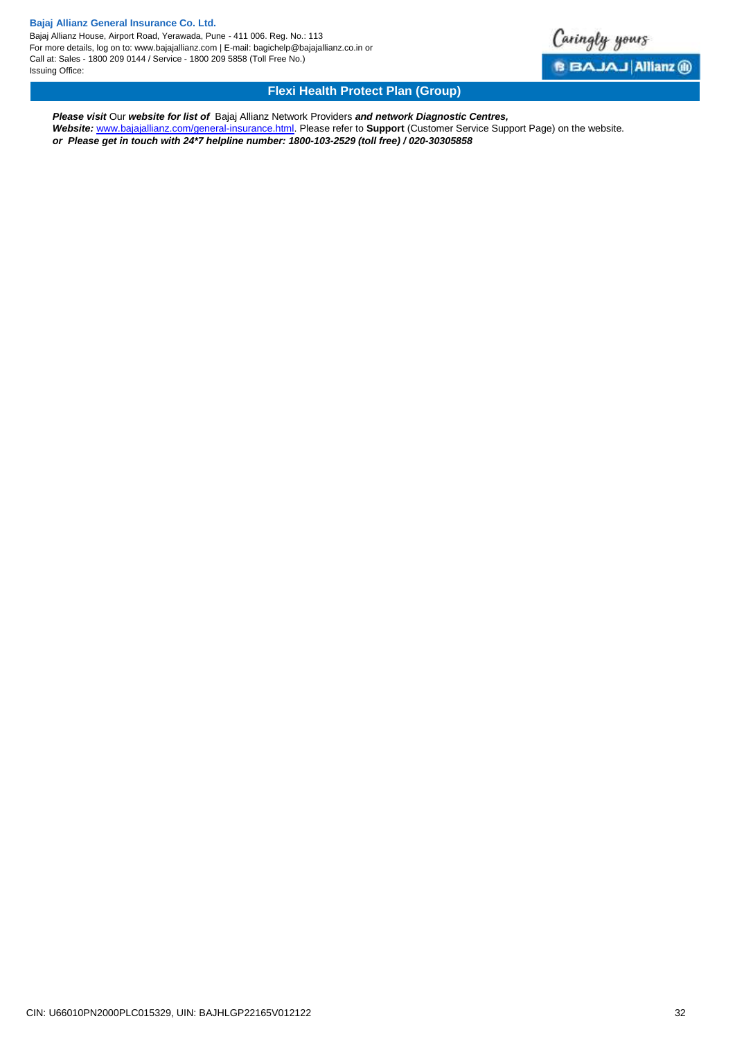***Please visit*** Our ***website for list of*** Bajaj Allianz Network Providers ***and network Diagnostic Centres,***

***Website:*** www.bajajallianz.com/general-insurance.html. Please refer to **Support** (Customer Service Support Page) on the website.

***or Please get in touch with 24*7 helpline number: 1800-103-2529 (toll free) / 020-30305858***